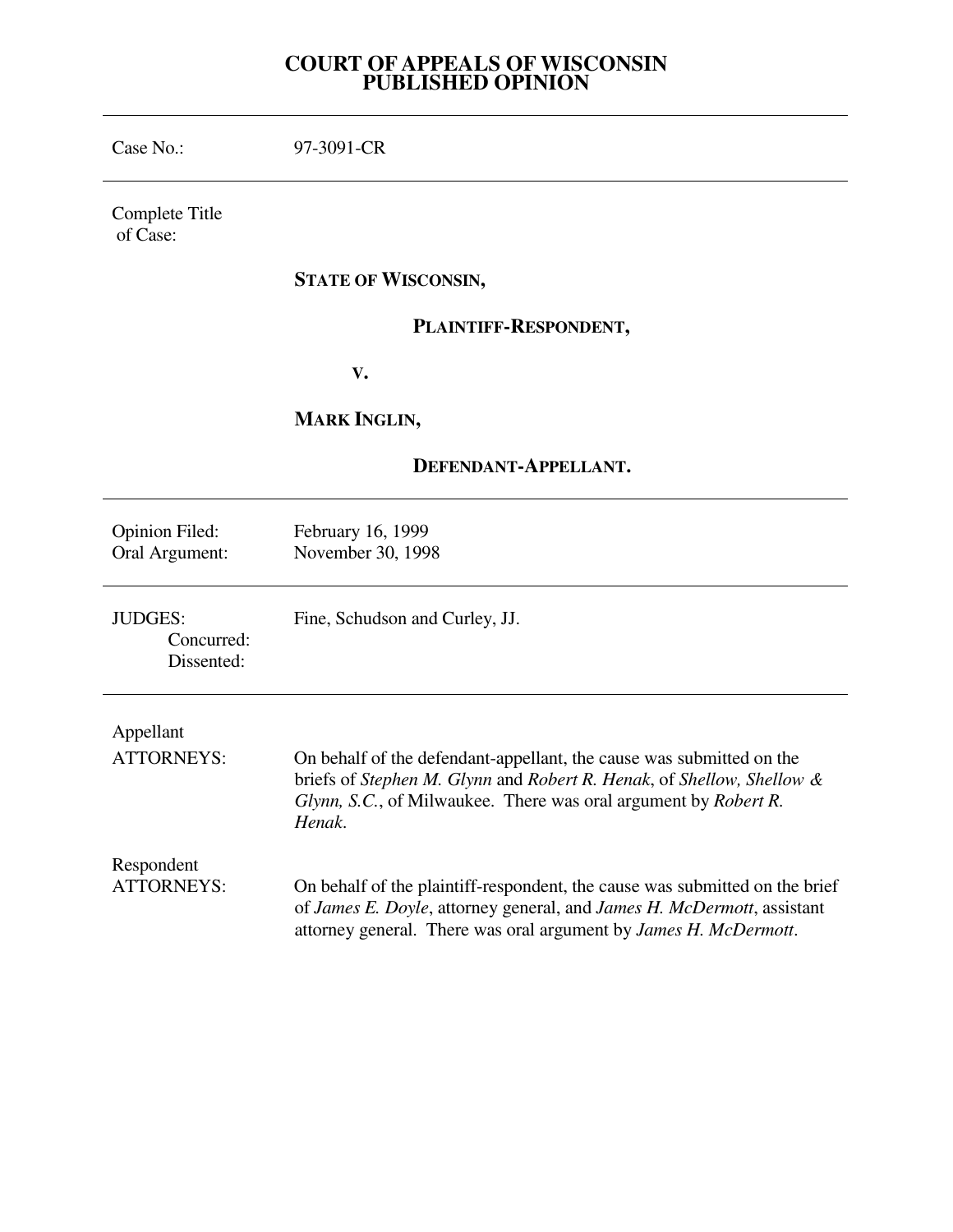# COURT OF APPEALS OF WISCONSIN
# PUBLISHED OPINION

---

| | |
|---|---|
| Case No.: | 97-3091-CR |

---

Complete Title of Case:

**STATE OF WISCONSIN,**

**PLAINTIFF-RESPONDENT,**

**V.**

**MARK INGLIN,**

**DEFENDANT-APPELLANT.**

---

| | |
|---|---|
| Opinion Filed: | February 16, 1999 |
| Oral Argument: | November 30, 1998 |

---

| | |
|---|---|
| JUDGES: | Fine, Schudson and Curley, JJ. |
| Concurred: | |
| Dissented: | |

---

Appellant ATTORNEYS: On behalf of the defendant-appellant, the cause was submitted on the briefs of *Stephen M. Glynn* and *Robert R. Henak*, of *Shellow, Shellow & Glynn, S.C.*, of Milwaukee. There was oral argument by *Robert R. Henak*.

Respondent ATTORNEYS: On behalf of the plaintiff-respondent, the cause was submitted on the brief of *James E. Doyle*, attorney general, and *James H. McDermott*, assistant attorney general. There was oral argument by *James H. McDermott*.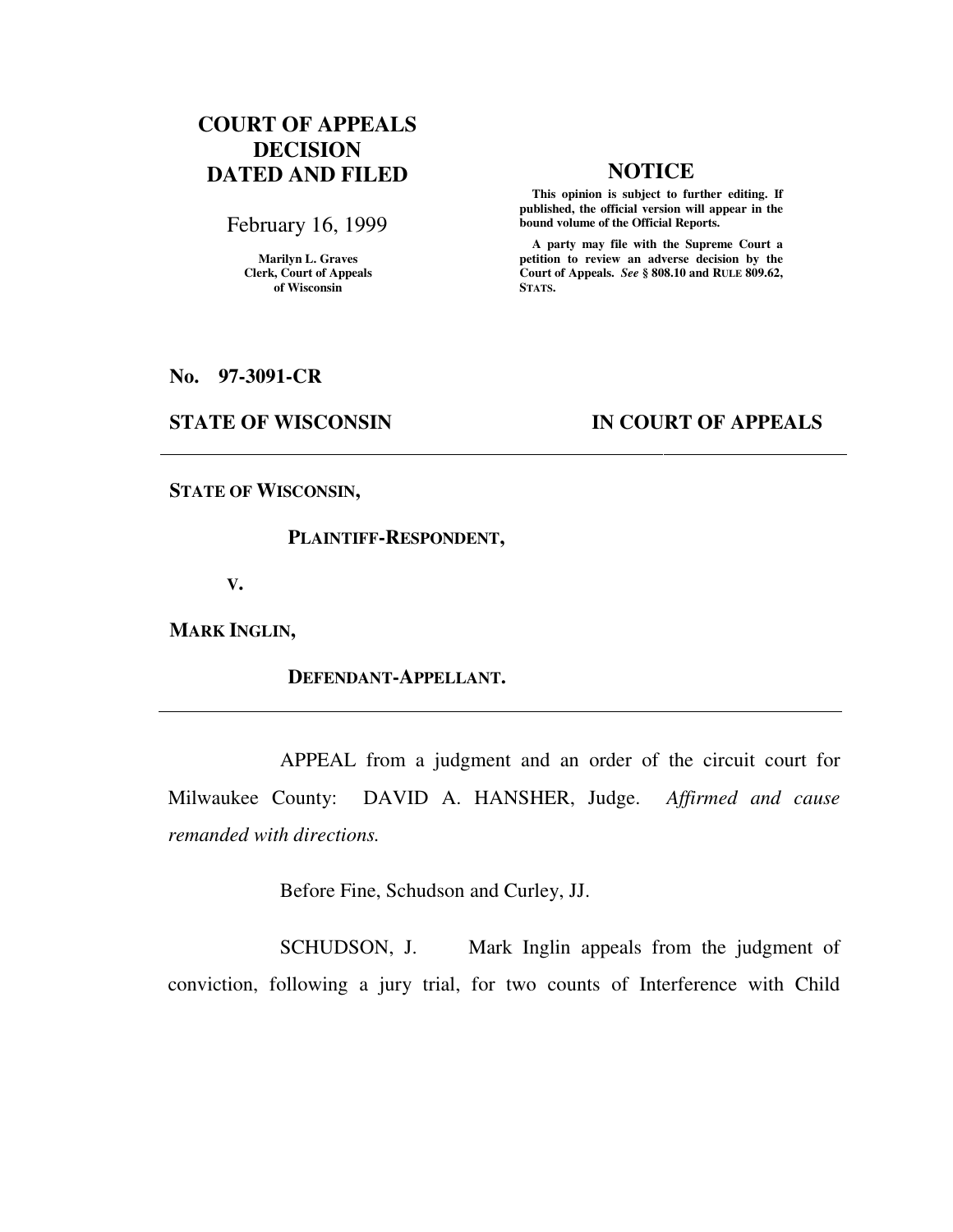# COURT OF APPEALS DECISION DATED AND FILED

February 16, 1999

Marilyn L. Graves
Clerk, Court of Appeals
of Wisconsin

## NOTICE

**This opinion is subject to further editing. If published, the official version will appear in the bound volume of the Official Reports.**

**A party may file with the Supreme Court a petition to review an adverse decision by the Court of Appeals. *See* § 808.10 and RULE 809.62, STATS.**

**No. 97-3091-CR**

**STATE OF WISCONSIN** **IN COURT OF APPEALS**

---

**STATE OF WISCONSIN,**

**PLAINTIFF-RESPONDENT,**

**V.**

**MARK INGLIN,**

**DEFENDANT-APPELLANT.**

---

APPEAL from a judgment and an order of the circuit court for Milwaukee County: DAVID A. HANSHER, Judge. *Affirmed and cause remanded with directions.*

Before Fine, Schudson and Curley, JJ.

SCHUDSON, J. Mark Inglin appeals from the judgment of conviction, following a jury trial, for two counts of Interference with Child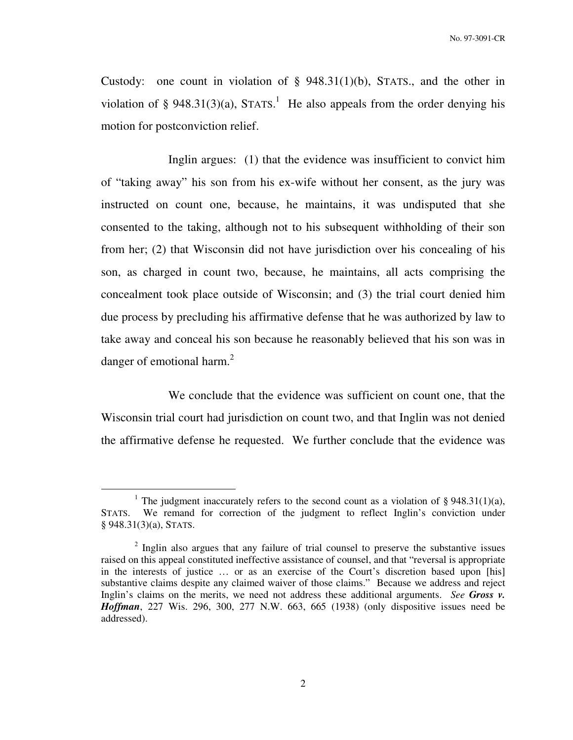Custody: one count in violation of § 948.31(1)(b), STATS., and the other in violation of § 948.31(3)(a), STATS.[1] He also appeals from the order denying his motion for postconviction relief.

Inglin argues: (1) that the evidence was insufficient to convict him of "taking away" his son from his ex-wife without her consent, as the jury was instructed on count one, because, he maintains, it was undisputed that she consented to the taking, although not to his subsequent withholding of their son from her; (2) that Wisconsin did not have jurisdiction over his concealing of his son, as charged in count two, because, he maintains, all acts comprising the concealment took place outside of Wisconsin; and (3) the trial court denied him due process by precluding his affirmative defense that he was authorized by law to take away and conceal his son because he reasonably believed that his son was in danger of emotional harm.[2]

We conclude that the evidence was sufficient on count one, that the Wisconsin trial court had jurisdiction on count two, and that Inglin was not denied the affirmative defense he requested. We further conclude that the evidence was

---

[1] The judgment inaccurately refers to the second count as a violation of § 948.31(1)(a), STATS. We remand for correction of the judgment to reflect Inglin's conviction under § 948.31(3)(a), STATS.

[2] Inglin also argues that any failure of trial counsel to preserve the substantive issues raised on this appeal constituted ineffective assistance of counsel, and that "reversal is appropriate in the interests of justice … or as an exercise of the Court's discretion based upon [his] substantive claims despite any claimed waiver of those claims." Because we address and reject Inglin's claims on the merits, we need not address these additional arguments. *See* ***Gross v. Hoffman***, 227 Wis. 296, 300, 277 N.W. 663, 665 (1938) (only dispositive issues need be addressed).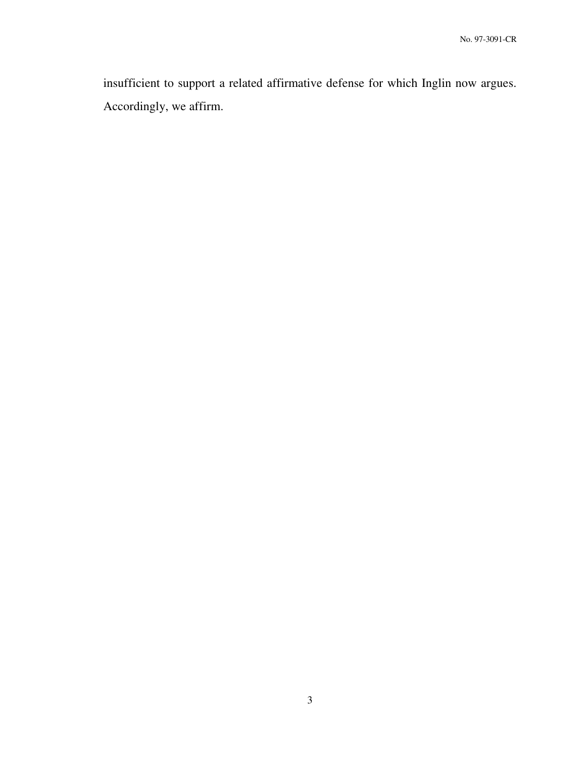insufficient to support a related affirmative defense for which Inglin now argues. Accordingly, we affirm.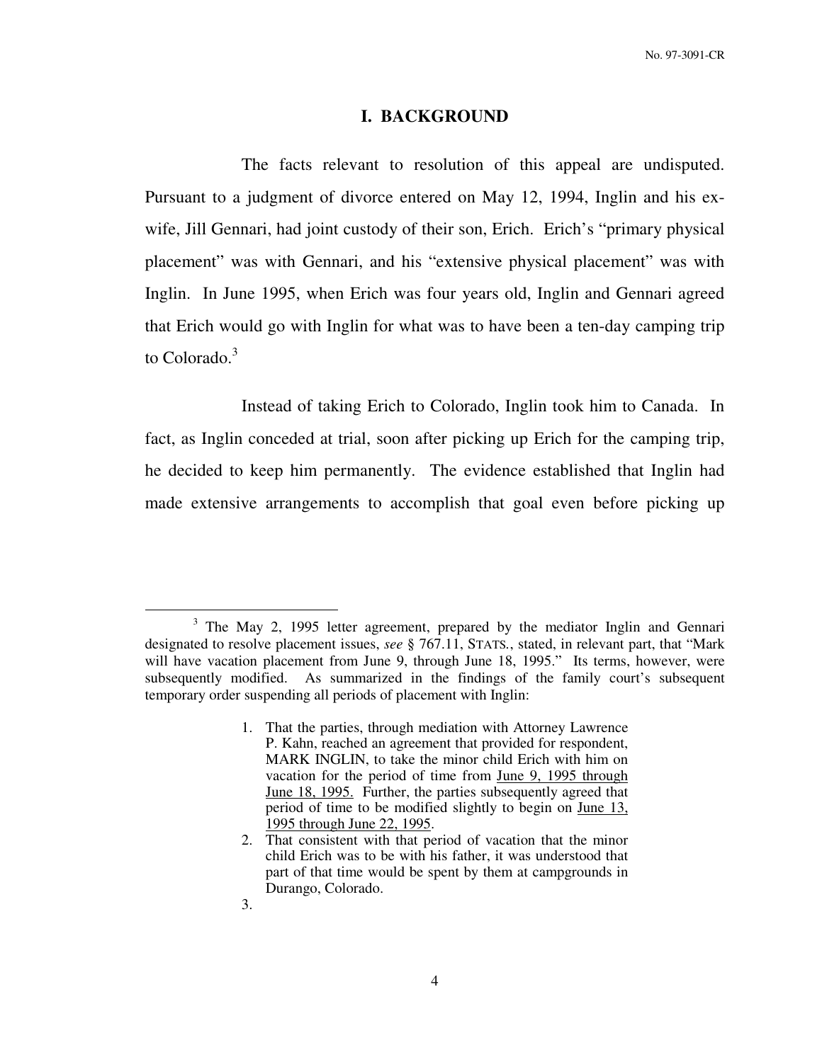## I. BACKGROUND

The facts relevant to resolution of this appeal are undisputed. Pursuant to a judgment of divorce entered on May 12, 1994, Inglin and his ex-wife, Jill Gennari, had joint custody of their son, Erich. Erich's "primary physical placement" was with Gennari, and his "extensive physical placement" was with Inglin. In June 1995, when Erich was four years old, Inglin and Gennari agreed that Erich would go with Inglin for what was to have been a ten-day camping trip to Colorado.[3]

Instead of taking Erich to Colorado, Inglin took him to Canada. In fact, as Inglin conceded at trial, soon after picking up Erich for the camping trip, he decided to keep him permanently. The evidence established that Inglin had made extensive arrangements to accomplish that goal even before picking up

---

[3] The May 2, 1995 letter agreement, prepared by the mediator Inglin and Gennari designated to resolve placement issues, *see* § 767.11, STATS., stated, in relevant part, that "Mark will have vacation placement from June 9, through June 18, 1995." Its terms, however, were subsequently modified. As summarized in the findings of the family court's subsequent temporary order suspending all periods of placement with Inglin:

> 1. That the parties, through mediation with Attorney Lawrence P. Kahn, reached an agreement that provided for respondent, MARK INGLIN, to take the minor child Erich with him on vacation for the period of time from June 9, 1995 through June 18, 1995. Further, the parties subsequently agreed that period of time to be modified slightly to begin on June 13, 1995 through June 22, 1995.
> 2. That consistent with that period of vacation that the minor child Erich was to be with his father, it was understood that part of that time would be spent by them at campgrounds in Durango, Colorado.
> 3.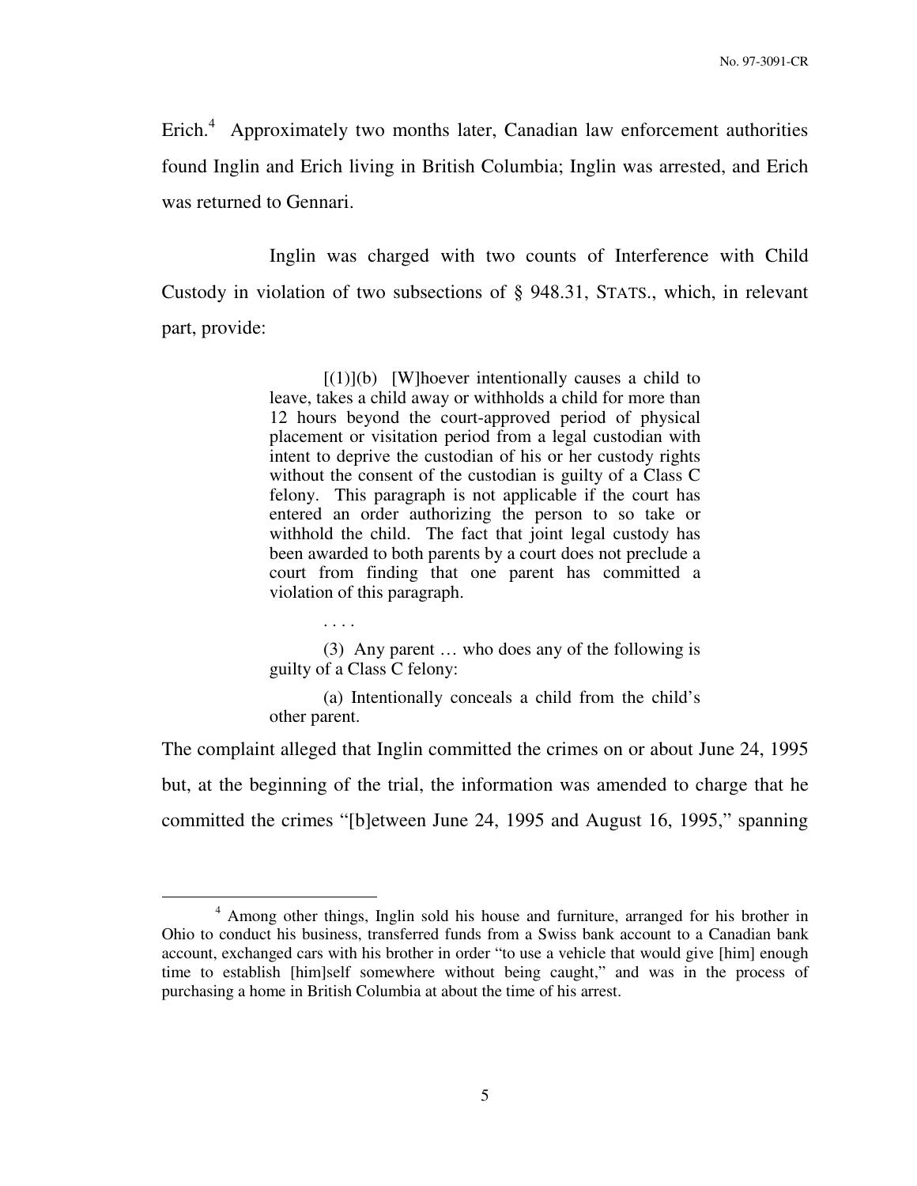Erich.[4] Approximately two months later, Canadian law enforcement authorities found Inglin and Erich living in British Columbia; Inglin was arrested, and Erich was returned to Gennari.

Inglin was charged with two counts of Interference with Child Custody in violation of two subsections of § 948.31, STATS., which, in relevant part, provide:

> [(1)](b) [W]hoever intentionally causes a child to leave, takes a child away or withholds a child for more than 12 hours beyond the court-approved period of physical placement or visitation period from a legal custodian with intent to deprive the custodian of his or her custody rights without the consent of the custodian is guilty of a Class C felony. This paragraph is not applicable if the court has entered an order authorizing the person to so take or withhold the child. The fact that joint legal custody has been awarded to both parents by a court does not preclude a court from finding that one parent has committed a violation of this paragraph.
>
> . . . .
>
> (3) Any parent … who does any of the following is guilty of a Class C felony:
>
> (a) Intentionally conceals a child from the child's other parent.

The complaint alleged that Inglin committed the crimes on or about June 24, 1995 but, at the beginning of the trial, the information was amended to charge that he committed the crimes "[b]etween June 24, 1995 and August 16, 1995," spanning

---

[4] Among other things, Inglin sold his house and furniture, arranged for his brother in Ohio to conduct his business, transferred funds from a Swiss bank account to a Canadian bank account, exchanged cars with his brother in order "to use a vehicle that would give [him] enough time to establish [him]self somewhere without being caught," and was in the process of purchasing a home in British Columbia at about the time of his arrest.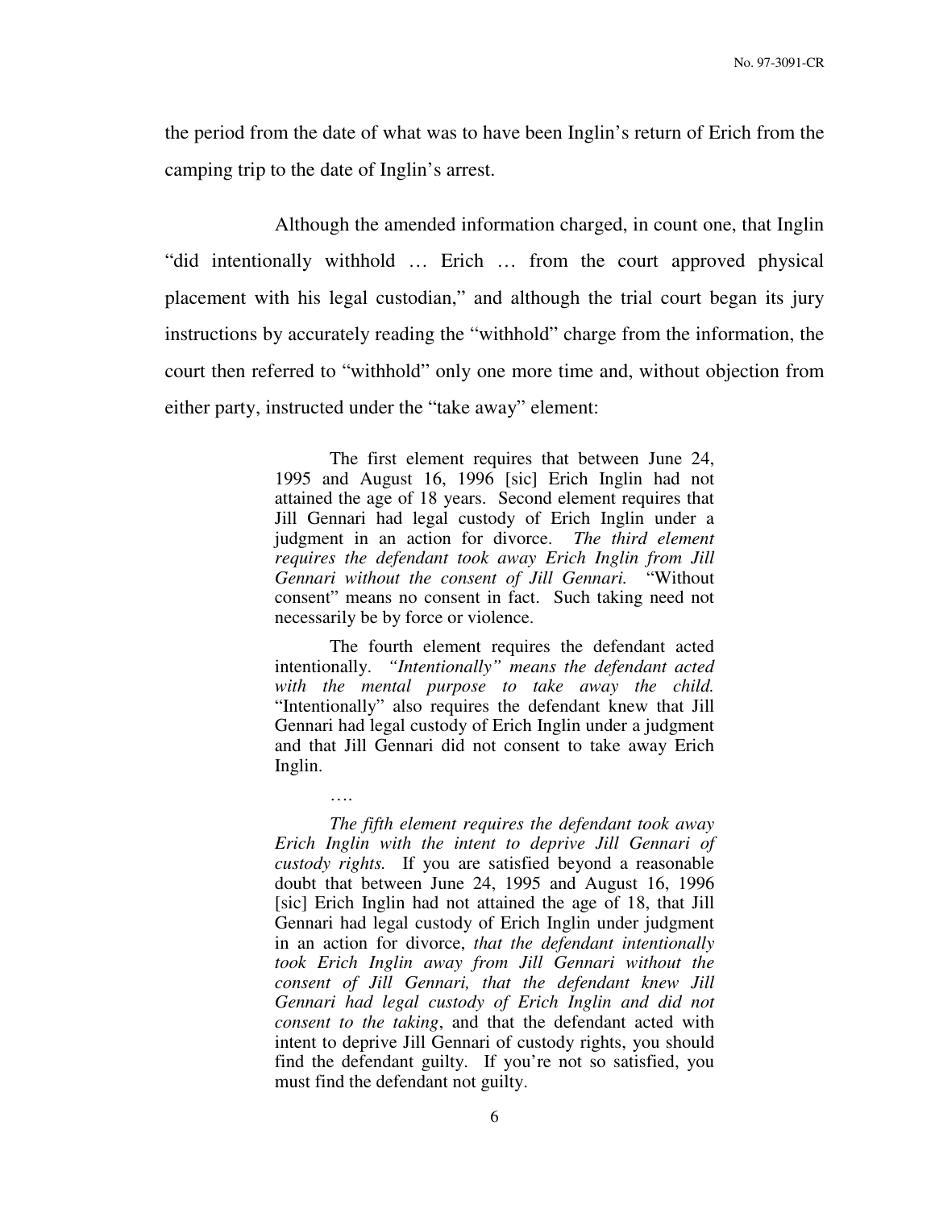the period from the date of what was to have been Inglin's return of Erich from the camping trip to the date of Inglin's arrest.

Although the amended information charged, in count one, that Inglin "did intentionally withhold … Erich … from the court approved physical placement with his legal custodian," and although the trial court began its jury instructions by accurately reading the "withhold" charge from the information, the court then referred to "withhold" only one more time and, without objection from either party, instructed under the "take away" element:

> The first element requires that between June 24, 1995 and August 16, 1996 [sic] Erich Inglin had not attained the age of 18 years. Second element requires that Jill Gennari had legal custody of Erich Inglin under a judgment in an action for divorce. *The third element requires the defendant took away Erich Inglin from Jill Gennari without the consent of Jill Gennari.* "Without consent" means no consent in fact. Such taking need not necessarily be by force or violence.
>
> The fourth element requires the defendant acted intentionally. *"Intentionally" means the defendant acted with the mental purpose to take away the child.* "Intentionally" also requires the defendant knew that Jill Gennari had legal custody of Erich Inglin under a judgment and that Jill Gennari did not consent to take away Erich Inglin.
>
> ….
>
> *The fifth element requires the defendant took away Erich Inglin with the intent to deprive Jill Gennari of custody rights.* If you are satisfied beyond a reasonable doubt that between June 24, 1995 and August 16, 1996 [sic] Erich Inglin had not attained the age of 18, that Jill Gennari had legal custody of Erich Inglin under judgment in an action for divorce, *that the defendant intentionally took Erich Inglin away from Jill Gennari without the consent of Jill Gennari, that the defendant knew Jill Gennari had legal custody of Erich Inglin and did not consent to the taking*, and that the defendant acted with intent to deprive Jill Gennari of custody rights, you should find the defendant guilty. If you're not so satisfied, you must find the defendant not guilty.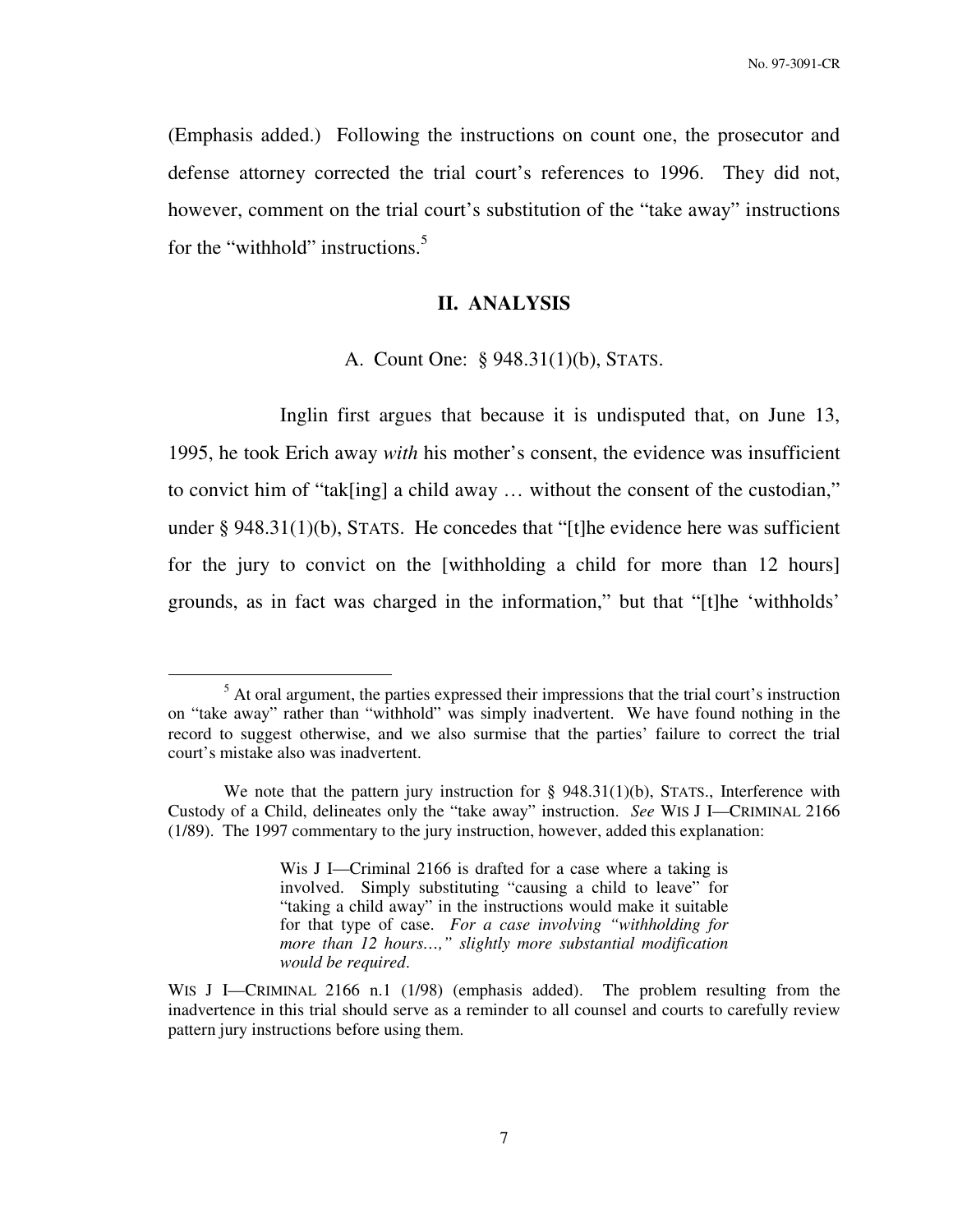(Emphasis added.) Following the instructions on count one, the prosecutor and defense attorney corrected the trial court's references to 1996. They did not, however, comment on the trial court's substitution of the "take away" instructions for the "withhold" instructions.[5]

## II. ANALYSIS

### A. Count One: § 948.31(1)(b), STATS.

Inglin first argues that because it is undisputed that, on June 13, 1995, he took Erich away *with* his mother's consent, the evidence was insufficient to convict him of "tak[ing] a child away … without the consent of the custodian," under § 948.31(1)(b), STATS. He concedes that "[t]he evidence here was sufficient for the jury to convict on the [withholding a child for more than 12 hours] grounds, as in fact was charged in the information," but that "[t]he 'withholds'

---

[5] At oral argument, the parties expressed their impressions that the trial court's instruction on "take away" rather than "withhold" was simply inadvertent. We have found nothing in the record to suggest otherwise, and we also surmise that the parties' failure to correct the trial court's mistake also was inadvertent.

We note that the pattern jury instruction for § 948.31(1)(b), STATS., Interference with Custody of a Child, delineates only the "take away" instruction. *See* WIS J I—CRIMINAL 2166 (1/89). The 1997 commentary to the jury instruction, however, added this explanation:

> Wis J I—Criminal 2166 is drafted for a case where a taking is involved. Simply substituting "causing a child to leave" for "taking a child away" in the instructions would make it suitable for that type of case. *For a case involving "withholding for more than 12 hours…," slightly more substantial modification would be required*.

WIS J I—CRIMINAL 2166 n.1 (1/98) (emphasis added). The problem resulting from the inadvertence in this trial should serve as a reminder to all counsel and courts to carefully review pattern jury instructions before using them.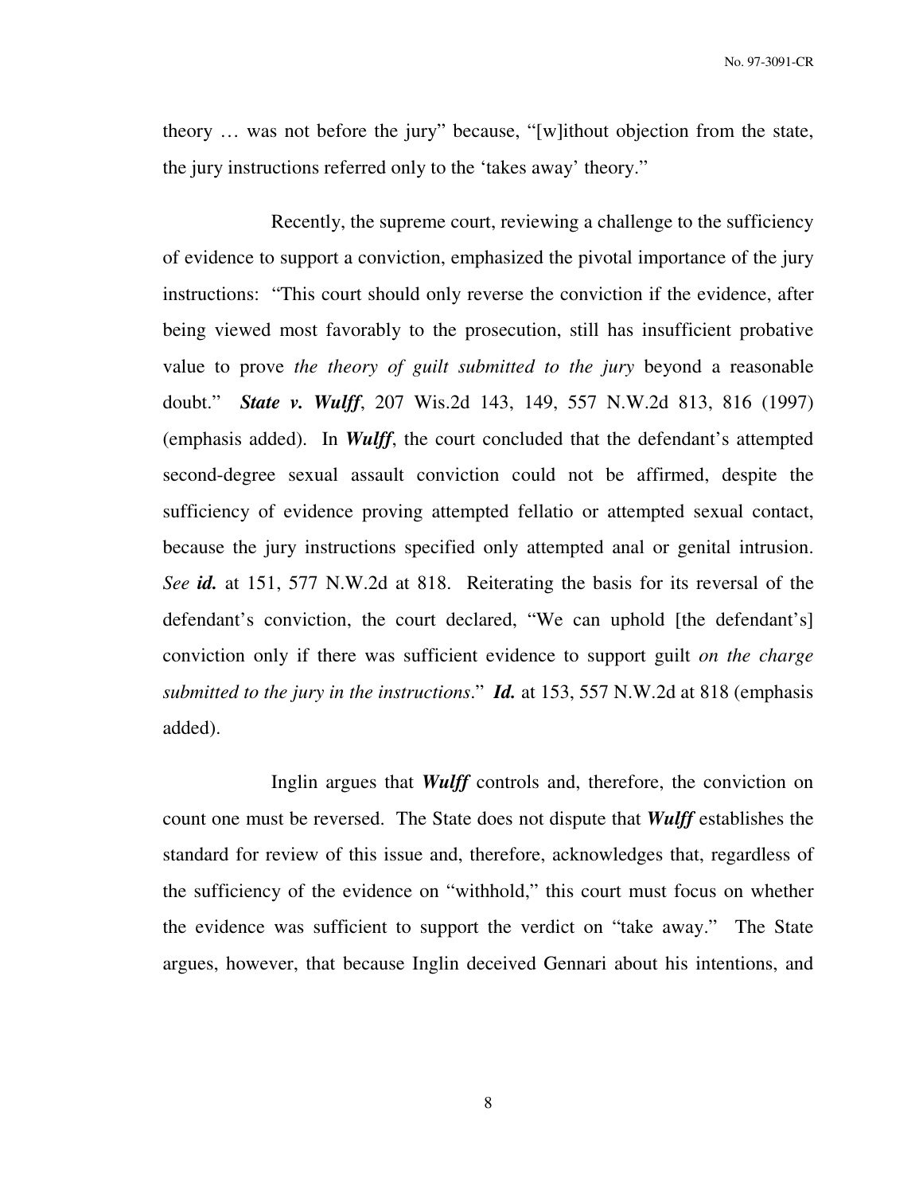theory … was not before the jury" because, "[w]ithout objection from the state, the jury instructions referred only to the 'takes away' theory."

Recently, the supreme court, reviewing a challenge to the sufficiency of evidence to support a conviction, emphasized the pivotal importance of the jury instructions: "This court should only reverse the conviction if the evidence, after being viewed most favorably to the prosecution, still has insufficient probative value to prove *the theory of guilt submitted to the jury* beyond a reasonable doubt." ***State v. Wulff***, 207 Wis.2d 143, 149, 557 N.W.2d 813, 816 (1997) (emphasis added). In ***Wulff***, the court concluded that the defendant's attempted second-degree sexual assault conviction could not be affirmed, despite the sufficiency of evidence proving attempted fellatio or attempted sexual contact, because the jury instructions specified only attempted anal or genital intrusion. *See* ***id.*** at 151, 577 N.W.2d at 818. Reiterating the basis for its reversal of the defendant's conviction, the court declared, "We can uphold [the defendant's] conviction only if there was sufficient evidence to support guilt *on the charge submitted to the jury in the instructions*." ***Id.*** at 153, 557 N.W.2d at 818 (emphasis added).

Inglin argues that ***Wulff*** controls and, therefore, the conviction on count one must be reversed. The State does not dispute that ***Wulff*** establishes the standard for review of this issue and, therefore, acknowledges that, regardless of the sufficiency of the evidence on "withhold," this court must focus on whether the evidence was sufficient to support the verdict on "take away." The State argues, however, that because Inglin deceived Gennari about his intentions, and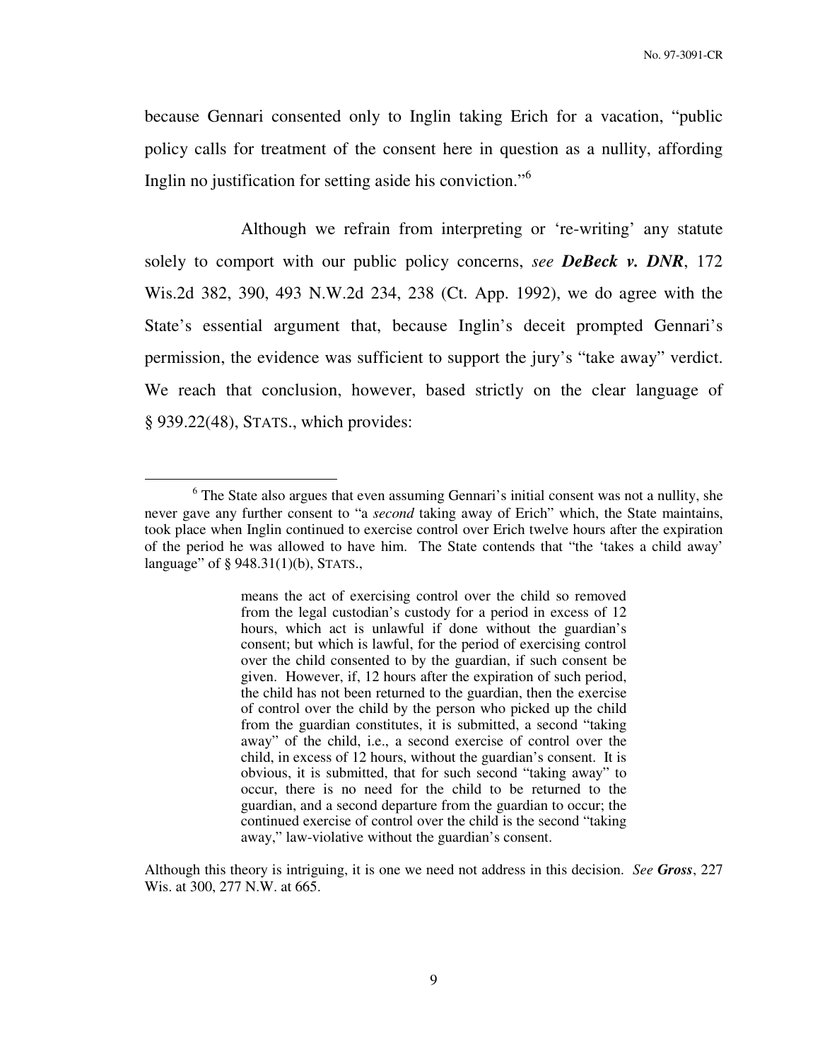because Gennari consented only to Inglin taking Erich for a vacation, "public policy calls for treatment of the consent here in question as a nullity, affording Inglin no justification for setting aside his conviction."[6]

Although we refrain from interpreting or 're-writing' any statute solely to comport with our public policy concerns, *see* ***DeBeck v. DNR***, 172 Wis.2d 382, 390, 493 N.W.2d 234, 238 (Ct. App. 1992), we do agree with the State's essential argument that, because Inglin's deceit prompted Gennari's permission, the evidence was sufficient to support the jury's "take away" verdict. We reach that conclusion, however, based strictly on the clear language of § 939.22(48), STATS., which provides:

---

[6] The State also argues that even assuming Gennari's initial consent was not a nullity, she never gave any further consent to "a *second* taking away of Erich" which, the State maintains, took place when Inglin continued to exercise control over Erich twelve hours after the expiration of the period he was allowed to have him. The State contends that "the 'takes a child away' language" of § 948.31(1)(b), STATS.,

> means the act of exercising control over the child so removed from the legal custodian's custody for a period in excess of 12 hours, which act is unlawful if done without the guardian's consent; but which is lawful, for the period of exercising control over the child consented to by the guardian, if such consent be given. However, if, 12 hours after the expiration of such period, the child has not been returned to the guardian, then the exercise of control over the child by the person who picked up the child from the guardian constitutes, it is submitted, a second "taking away" of the child, i.e., a second exercise of control over the child, in excess of 12 hours, without the guardian's consent. It is obvious, it is submitted, that for such second "taking away" to occur, there is no need for the child to be returned to the guardian, and a second departure from the guardian to occur; the continued exercise of control over the child is the second "taking away," law-violative without the guardian's consent.

Although this theory is intriguing, it is one we need not address in this decision. *See* ***Gross***, 227 Wis. at 300, 277 N.W. at 665.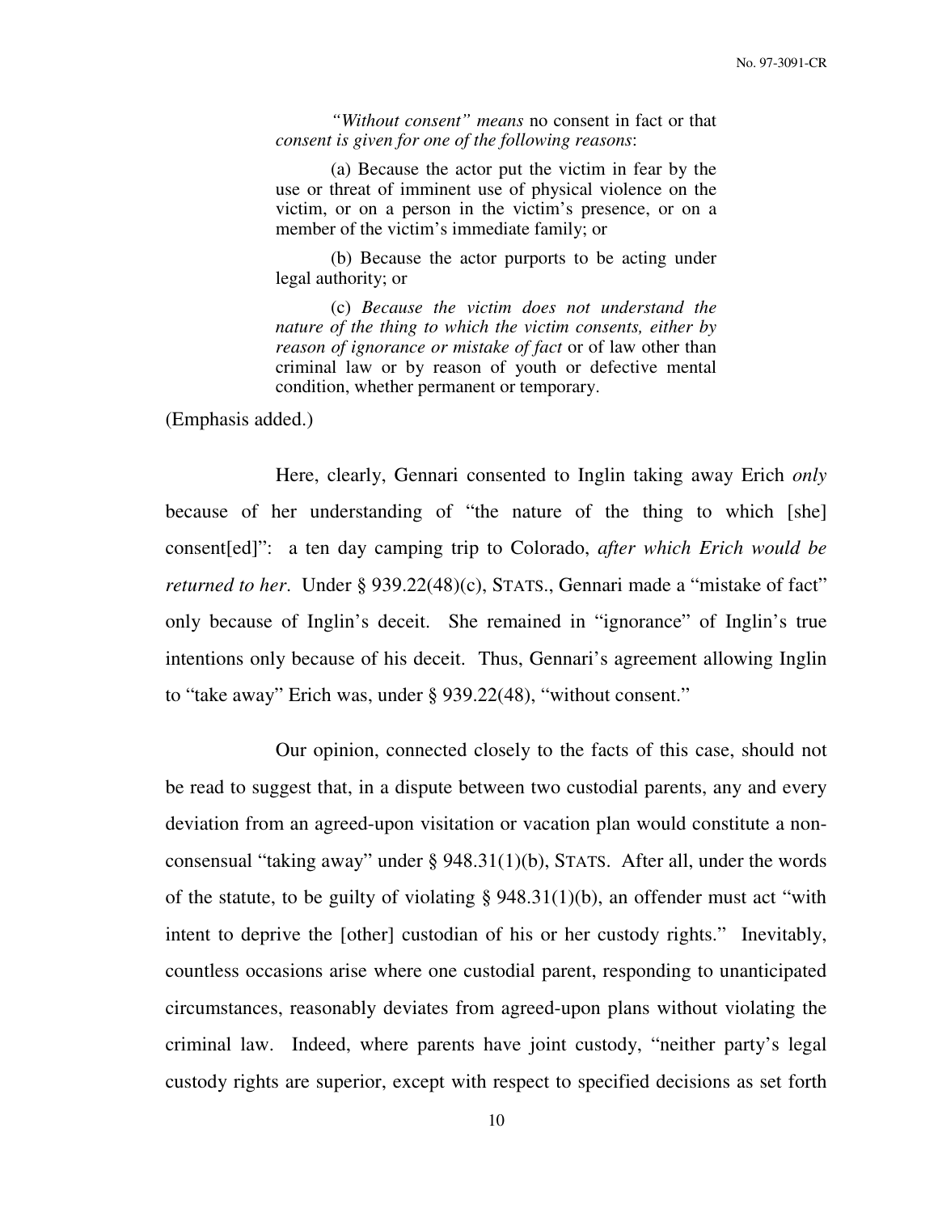> *"Without consent" means* no consent in fact or that *consent is given for one of the following reasons*:
>
> (a) Because the actor put the victim in fear by the use or threat of imminent use of physical violence on the victim, or on a person in the victim's presence, or on a member of the victim's immediate family; or
>
> (b) Because the actor purports to be acting under legal authority; or
>
> (c) *Because the victim does not understand the nature of the thing to which the victim consents, either by reason of ignorance or mistake of fact* or of law other than criminal law or by reason of youth or defective mental condition, whether permanent or temporary.

(Emphasis added.)

Here, clearly, Gennari consented to Inglin taking away Erich *only* because of her understanding of "the nature of the thing to which [she] consent[ed]": a ten day camping trip to Colorado, *after which Erich would be returned to her*. Under § 939.22(48)(c), STATS., Gennari made a "mistake of fact" only because of Inglin's deceit. She remained in "ignorance" of Inglin's true intentions only because of his deceit. Thus, Gennari's agreement allowing Inglin to "take away" Erich was, under § 939.22(48), "without consent."

Our opinion, connected closely to the facts of this case, should not be read to suggest that, in a dispute between two custodial parents, any and every deviation from an agreed-upon visitation or vacation plan would constitute a non-consensual "taking away" under § 948.31(1)(b), STATS. After all, under the words of the statute, to be guilty of violating § 948.31(1)(b), an offender must act "with intent to deprive the [other] custodian of his or her custody rights." Inevitably, countless occasions arise where one custodial parent, responding to unanticipated circumstances, reasonably deviates from agreed-upon plans without violating the criminal law. Indeed, where parents have joint custody, "neither party's legal custody rights are superior, except with respect to specified decisions as set forth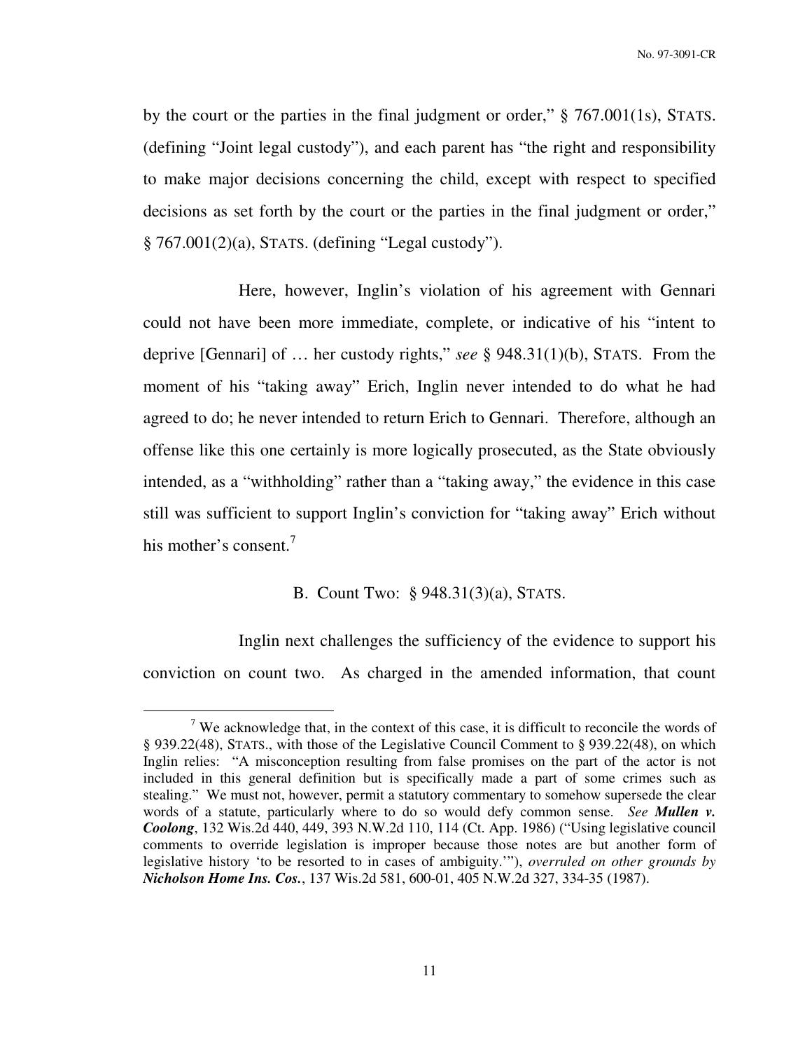by the court or the parties in the final judgment or order," § 767.001(1s), STATS. (defining "Joint legal custody"), and each parent has "the right and responsibility to make major decisions concerning the child, except with respect to specified decisions as set forth by the court or the parties in the final judgment or order," § 767.001(2)(a), STATS. (defining "Legal custody").

Here, however, Inglin's violation of his agreement with Gennari could not have been more immediate, complete, or indicative of his "intent to deprive [Gennari] of … her custody rights," *see* § 948.31(1)(b), STATS. From the moment of his "taking away" Erich, Inglin never intended to do what he had agreed to do; he never intended to return Erich to Gennari. Therefore, although an offense like this one certainly is more logically prosecuted, as the State obviously intended, as a "withholding" rather than a "taking away," the evidence in this case still was sufficient to support Inglin's conviction for "taking away" Erich without his mother's consent.[7]

B. Count Two: § 948.31(3)(a), STATS.

Inglin next challenges the sufficiency of the evidence to support his conviction on count two. As charged in the amended information, that count

---

[7] We acknowledge that, in the context of this case, it is difficult to reconcile the words of § 939.22(48), STATS., with those of the Legislative Council Comment to § 939.22(48), on which Inglin relies: "A misconception resulting from false promises on the part of the actor is not included in this general definition but is specifically made a part of some crimes such as stealing." We must not, however, permit a statutory commentary to somehow supersede the clear words of a statute, particularly where to do so would defy common sense. *See* ***Mullen v. Coolong***, 132 Wis.2d 440, 449, 393 N.W.2d 110, 114 (Ct. App. 1986) ("Using legislative council comments to override legislation is improper because those notes are but another form of legislative history 'to be resorted to in cases of ambiguity.'"), *overruled on other grounds by* ***Nicholson Home Ins. Cos.***, 137 Wis.2d 581, 600-01, 405 N.W.2d 327, 334-35 (1987).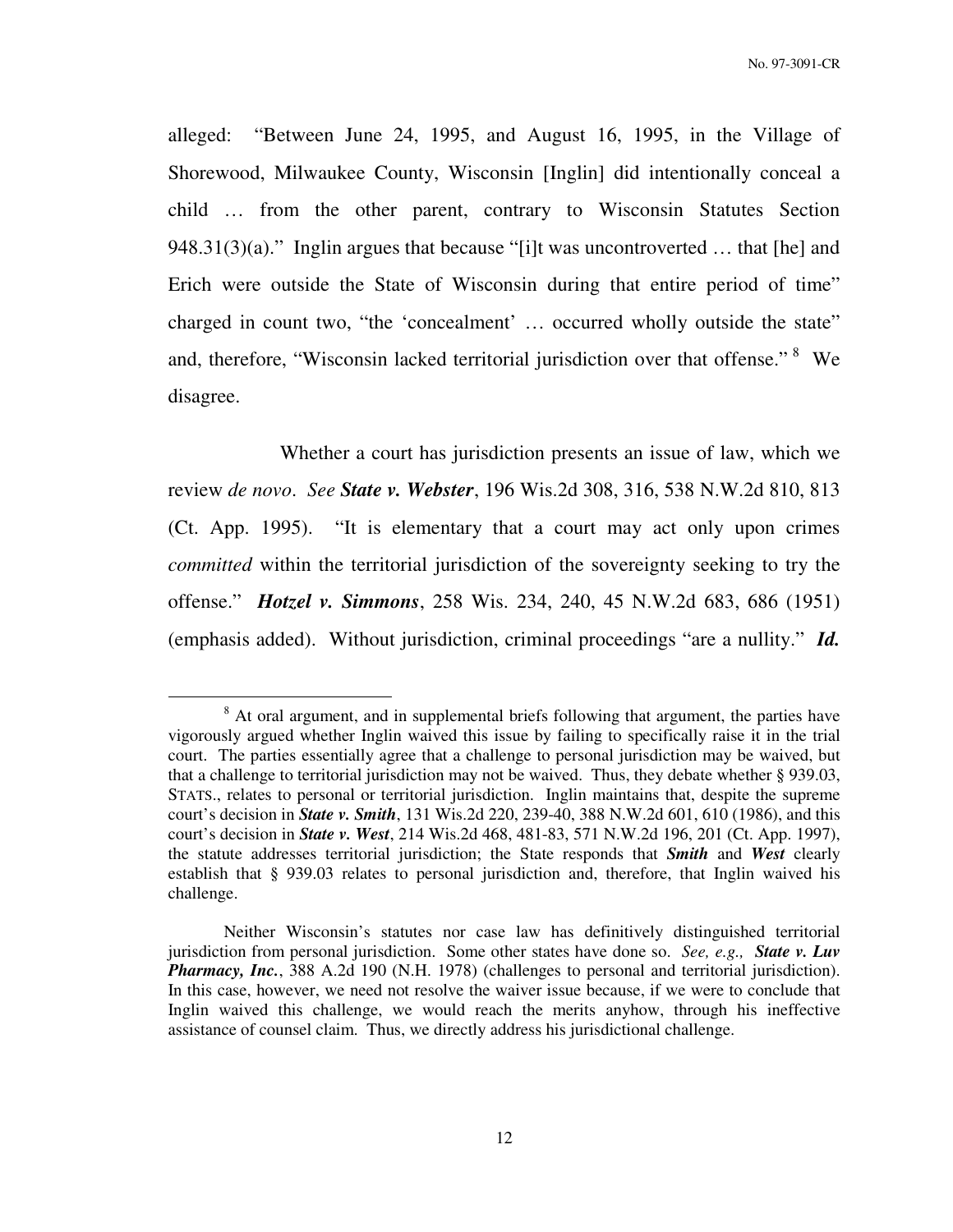alleged: "Between June 24, 1995, and August 16, 1995, in the Village of Shorewood, Milwaukee County, Wisconsin [Inglin] did intentionally conceal a child … from the other parent, contrary to Wisconsin Statutes Section 948.31(3)(a)." Inglin argues that because "[i]t was uncontroverted … that [he] and Erich were outside the State of Wisconsin during that entire period of time" charged in count two, "the 'concealment' … occurred wholly outside the state" and, therefore, "Wisconsin lacked territorial jurisdiction over that offense." [8] We disagree.

Whether a court has jurisdiction presents an issue of law, which we review *de novo*. *See* ***State v. Webster***, 196 Wis.2d 308, 316, 538 N.W.2d 810, 813 (Ct. App. 1995). "It is elementary that a court may act only upon crimes *committed* within the territorial jurisdiction of the sovereignty seeking to try the offense." ***Hotzel v. Simmons***, 258 Wis. 234, 240, 45 N.W.2d 683, 686 (1951) (emphasis added). Without jurisdiction, criminal proceedings "are a nullity." ***Id.***

---

[8] At oral argument, and in supplemental briefs following that argument, the parties have vigorously argued whether Inglin waived this issue by failing to specifically raise it in the trial court. The parties essentially agree that a challenge to personal jurisdiction may be waived, but that a challenge to territorial jurisdiction may not be waived. Thus, they debate whether § 939.03, STATS., relates to personal or territorial jurisdiction. Inglin maintains that, despite the supreme court's decision in ***State v. Smith***, 131 Wis.2d 220, 239-40, 388 N.W.2d 601, 610 (1986), and this court's decision in ***State v. West***, 214 Wis.2d 468, 481-83, 571 N.W.2d 196, 201 (Ct. App. 1997), the statute addresses territorial jurisdiction; the State responds that ***Smith*** and ***West*** clearly establish that § 939.03 relates to personal jurisdiction and, therefore, that Inglin waived his challenge.

Neither Wisconsin's statutes nor case law has definitively distinguished territorial jurisdiction from personal jurisdiction. Some other states have done so. *See, e.g.,* ***State v. Luv Pharmacy, Inc.***, 388 A.2d 190 (N.H. 1978) (challenges to personal and territorial jurisdiction). In this case, however, we need not resolve the waiver issue because, if we were to conclude that Inglin waived this challenge, we would reach the merits anyhow, through his ineffective assistance of counsel claim. Thus, we directly address his jurisdictional challenge.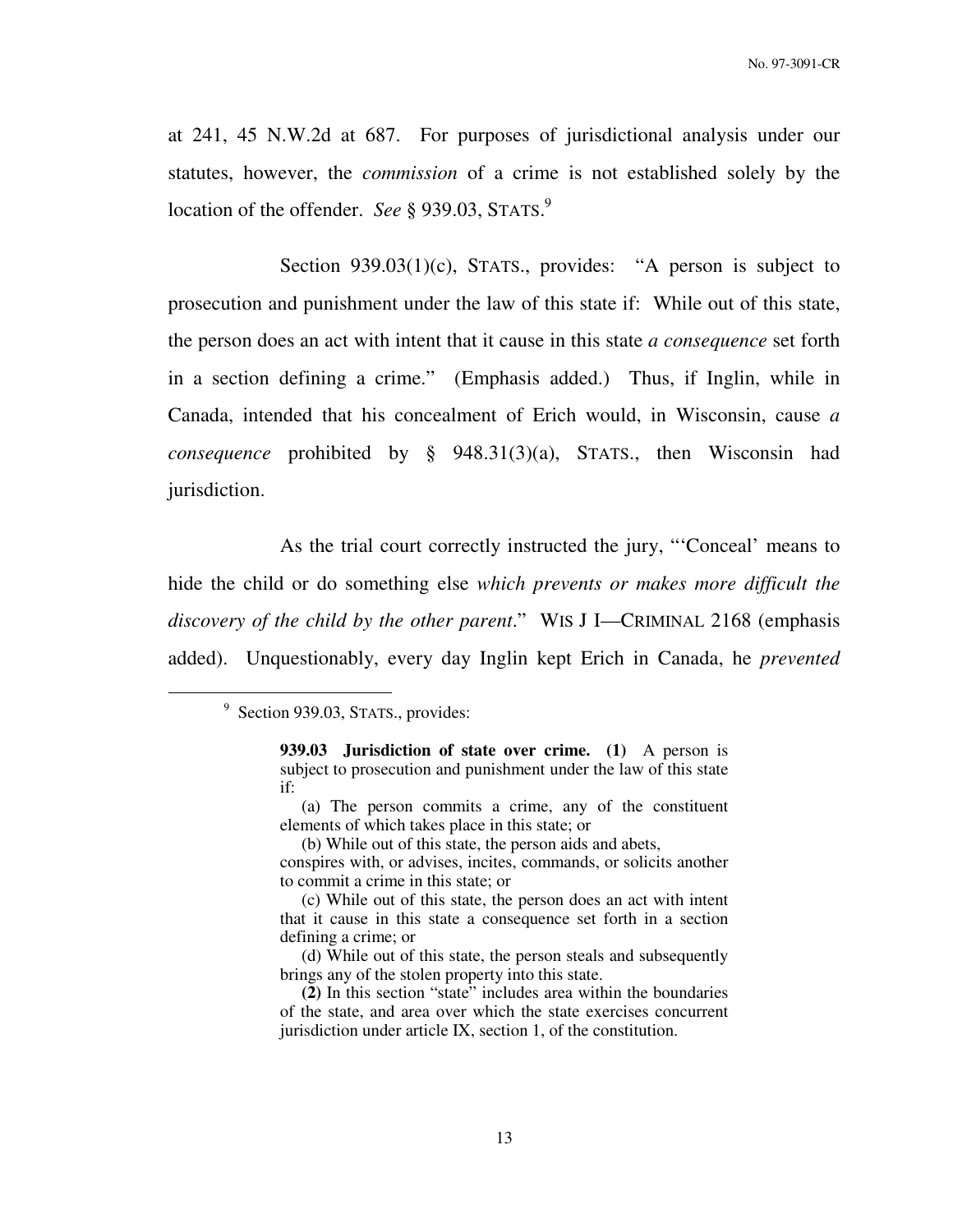at 241, 45 N.W.2d at 687. For purposes of jurisdictional analysis under our statutes, however, the *commission* of a crime is not established solely by the location of the offender. *See* § 939.03, STATS.[9]

Section 939.03(1)(c), STATS., provides: "A person is subject to prosecution and punishment under the law of this state if: While out of this state, the person does an act with intent that it cause in this state *a consequence* set forth in a section defining a crime." (Emphasis added.) Thus, if Inglin, while in Canada, intended that his concealment of Erich would, in Wisconsin, cause *a consequence* prohibited by § 948.31(3)(a), STATS., then Wisconsin had jurisdiction.

As the trial court correctly instructed the jury, "'Conceal' means to hide the child or do something else *which prevents or makes more difficult the discovery of the child by the other parent*." WIS J I—CRIMINAL 2168 (emphasis added). Unquestionably, every day Inglin kept Erich in Canada, he *prevented*

---

[9] Section 939.03, STATS., provides:

> **939.03 Jurisdiction of state over crime. (1)** A person is subject to prosecution and punishment under the law of this state if:
>
> (a) The person commits a crime, any of the constituent elements of which takes place in this state; or
>
> (b) While out of this state, the person aids and abets, conspires with, or advises, incites, commands, or solicits another to commit a crime in this state; or
>
> (c) While out of this state, the person does an act with intent that it cause in this state a consequence set forth in a section defining a crime; or
>
> (d) While out of this state, the person steals and subsequently brings any of the stolen property into this state.
>
> **(2)** In this section "state" includes area within the boundaries of the state, and area over which the state exercises concurrent jurisdiction under article IX, section 1, of the constitution.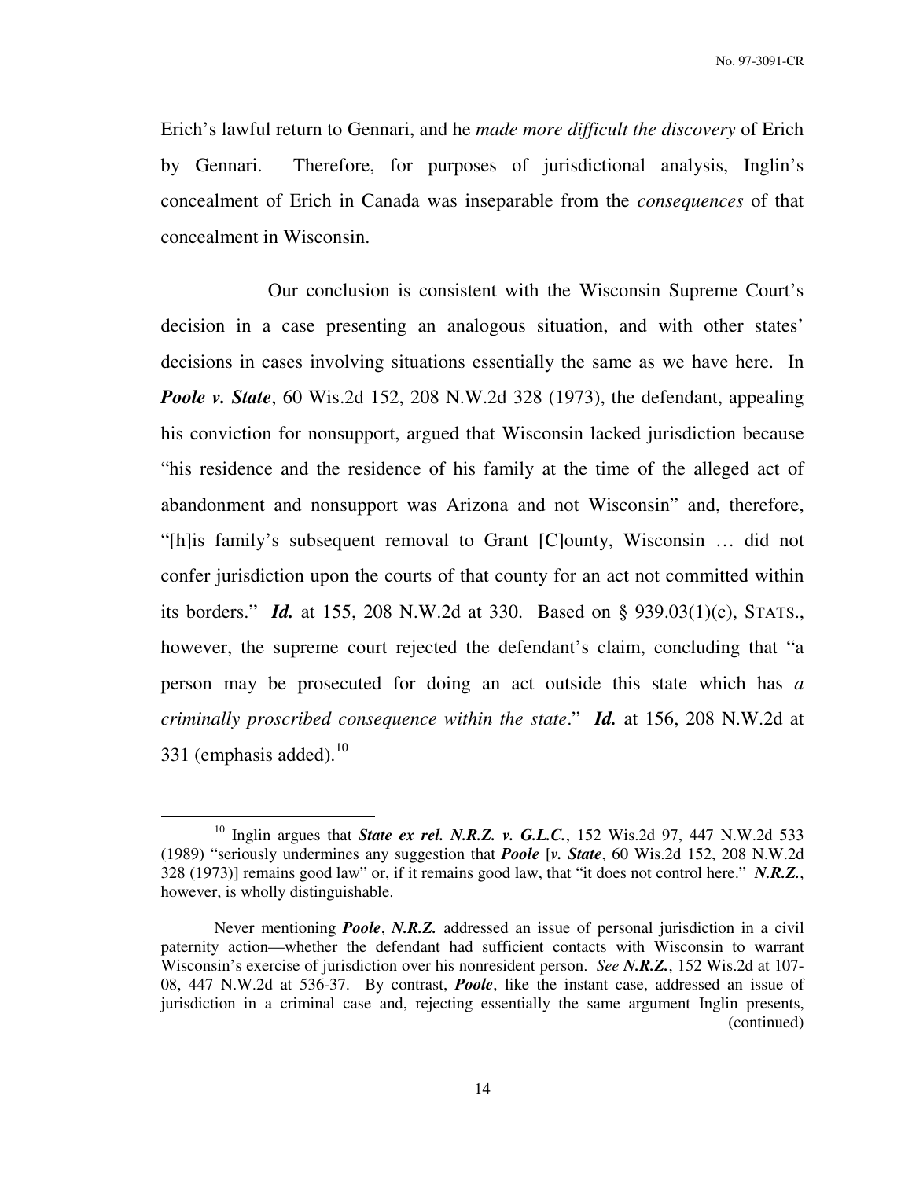Erich's lawful return to Gennari, and he *made more difficult the discovery* of Erich by Gennari. Therefore, for purposes of jurisdictional analysis, Inglin's concealment of Erich in Canada was inseparable from the *consequences* of that concealment in Wisconsin.

Our conclusion is consistent with the Wisconsin Supreme Court's decision in a case presenting an analogous situation, and with other states' decisions in cases involving situations essentially the same as we have here. In ***Poole v. State***, 60 Wis.2d 152, 208 N.W.2d 328 (1973), the defendant, appealing his conviction for nonsupport, argued that Wisconsin lacked jurisdiction because "his residence and the residence of his family at the time of the alleged act of abandonment and nonsupport was Arizona and not Wisconsin" and, therefore, "[h]is family's subsequent removal to Grant [C]ounty, Wisconsin … did not confer jurisdiction upon the courts of that county for an act not committed within its borders." ***Id.*** at 155, 208 N.W.2d at 330. Based on § 939.03(1)(c), STATS., however, the supreme court rejected the defendant's claim, concluding that "a person may be prosecuted for doing an act outside this state which has *a criminally proscribed consequence within the state*." ***Id.*** at 156, 208 N.W.2d at 331 (emphasis added).[10]

---

[10] Inglin argues that ***State ex rel. N.R.Z. v. G.L.C.***, 152 Wis.2d 97, 447 N.W.2d 533 (1989) "seriously undermines any suggestion that ***Poole*** [***v. State***, 60 Wis.2d 152, 208 N.W.2d 328 (1973)] remains good law" or, if it remains good law, that "it does not control here." ***N.R.Z.***, however, is wholly distinguishable.

Never mentioning ***Poole***, ***N.R.Z.*** addressed an issue of personal jurisdiction in a civil paternity action—whether the defendant had sufficient contacts with Wisconsin to warrant Wisconsin's exercise of jurisdiction over his nonresident person. *See* ***N.R.Z.***, 152 Wis.2d at 107-08, 447 N.W.2d at 536-37. By contrast, ***Poole***, like the instant case, addressed an issue of jurisdiction in a criminal case and, rejecting essentially the same argument Inglin presents, (continued)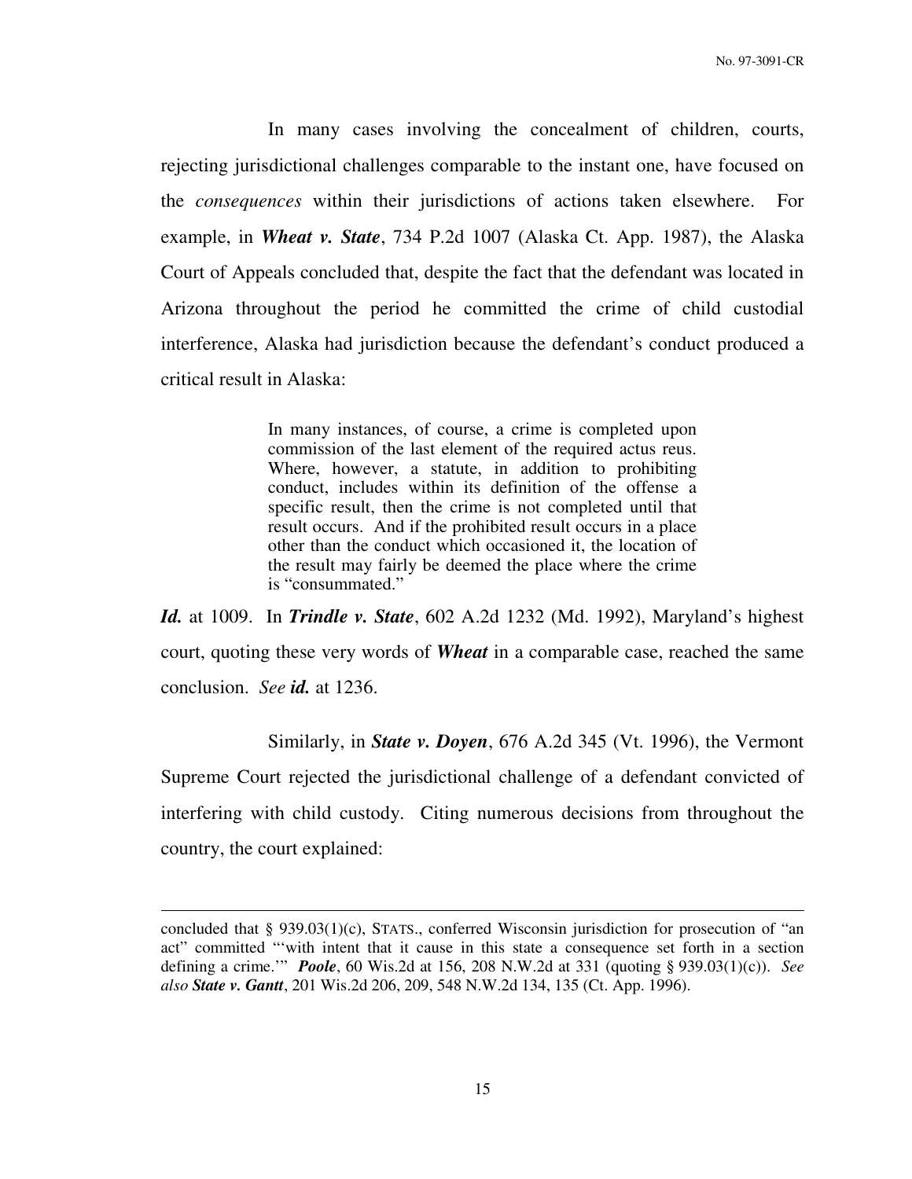In many cases involving the concealment of children, courts, rejecting jurisdictional challenges comparable to the instant one, have focused on the *consequences* within their jurisdictions of actions taken elsewhere. For example, in ***Wheat v. State***, 734 P.2d 1007 (Alaska Ct. App. 1987), the Alaska Court of Appeals concluded that, despite the fact that the defendant was located in Arizona throughout the period he committed the crime of child custodial interference, Alaska had jurisdiction because the defendant's conduct produced a critical result in Alaska:

> In many instances, of course, a crime is completed upon commission of the last element of the required actus reus. Where, however, a statute, in addition to prohibiting conduct, includes within its definition of the offense a specific result, then the crime is not completed until that result occurs. And if the prohibited result occurs in a place other than the conduct which occasioned it, the location of the result may fairly be deemed the place where the crime is "consummated."

***Id.*** at 1009. In ***Trindle v. State***, 602 A.2d 1232 (Md. 1992), Maryland's highest court, quoting these very words of ***Wheat*** in a comparable case, reached the same conclusion. *See* ***id.*** at 1236.

Similarly, in ***State v. Doyen***, 676 A.2d 345 (Vt. 1996), the Vermont Supreme Court rejected the jurisdictional challenge of a defendant convicted of interfering with child custody. Citing numerous decisions from throughout the country, the court explained:

---

concluded that § 939.03(1)(c), STATS., conferred Wisconsin jurisdiction for prosecution of "an act" committed "'with intent that it cause in this state a consequence set forth in a section defining a crime.'" ***Poole***, 60 Wis.2d at 156, 208 N.W.2d at 331 (quoting § 939.03(1)(c)). *See also* ***State v. Gantt***, 201 Wis.2d 206, 209, 548 N.W.2d 134, 135 (Ct. App. 1996).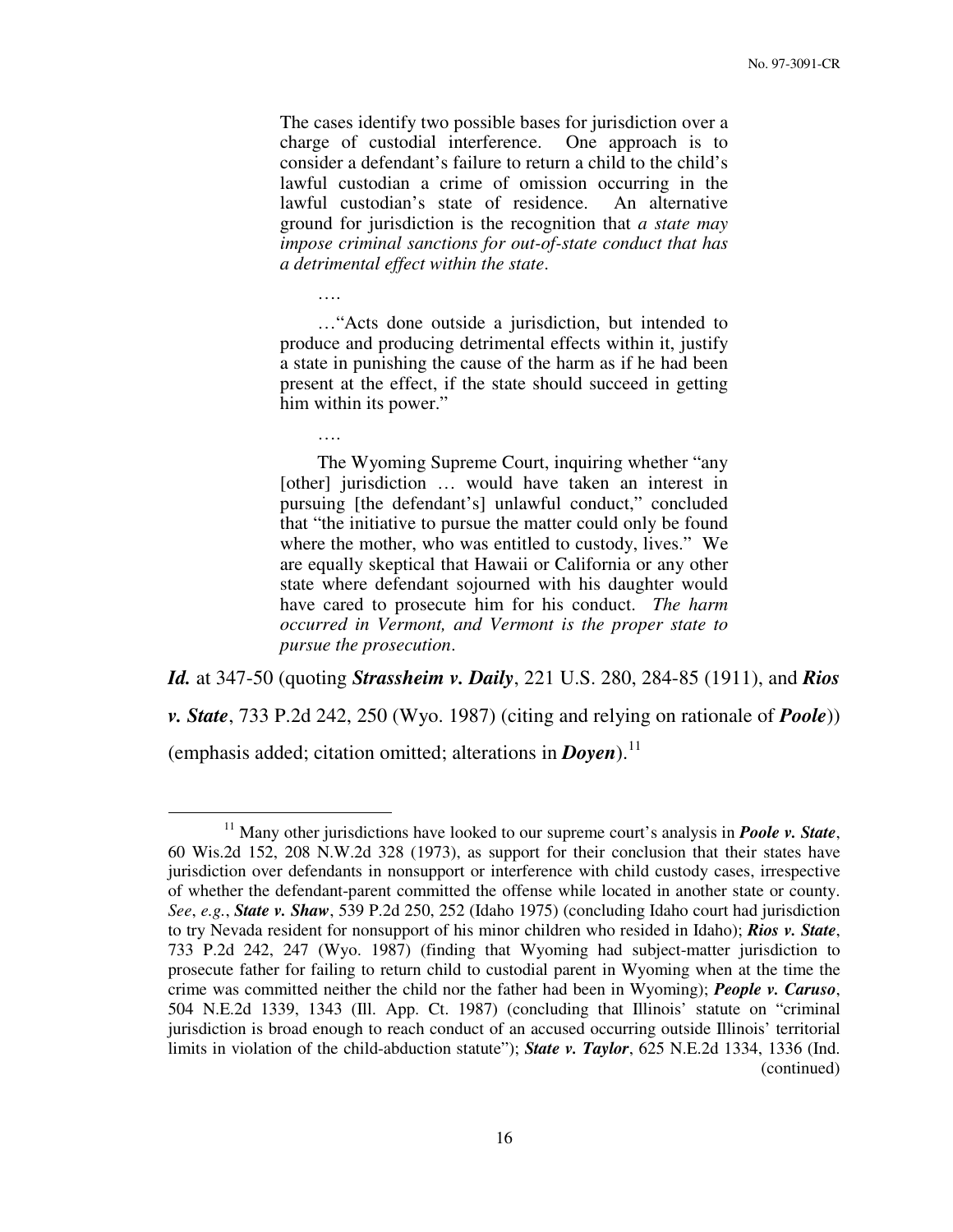> The cases identify two possible bases for jurisdiction over a charge of custodial interference. One approach is to consider a defendant's failure to return a child to the child's lawful custodian a crime of omission occurring in the lawful custodian's state of residence. An alternative ground for jurisdiction is the recognition that *a state may impose criminal sanctions for out-of-state conduct that has a detrimental effect within the state*.
>
> ….
>
> …"Acts done outside a jurisdiction, but intended to produce and producing detrimental effects within it, justify a state in punishing the cause of the harm as if he had been present at the effect, if the state should succeed in getting him within its power."
>
> ….
>
> The Wyoming Supreme Court, inquiring whether "any [other] jurisdiction … would have taken an interest in pursuing [the defendant's] unlawful conduct," concluded that "the initiative to pursue the matter could only be found where the mother, who was entitled to custody, lives." We are equally skeptical that Hawaii or California or any other state where defendant sojourned with his daughter would have cared to prosecute him for his conduct. *The harm occurred in Vermont, and Vermont is the proper state to pursue the prosecution*.

***Id.*** at 347-50 (quoting ***Strassheim v. Daily***, 221 U.S. 280, 284-85 (1911), and ***Rios v. State***, 733 P.2d 242, 250 (Wyo. 1987) (citing and relying on rationale of ***Poole***)) (emphasis added; citation omitted; alterations in ***Doyen***).[11]

---

[11] Many other jurisdictions have looked to our supreme court's analysis in ***Poole v. State***, 60 Wis.2d 152, 208 N.W.2d 328 (1973), as support for their conclusion that their states have jurisdiction over defendants in nonsupport or interference with child custody cases, irrespective of whether the defendant-parent committed the offense while located in another state or county. *See*, *e.g.*, ***State v. Shaw***, 539 P.2d 250, 252 (Idaho 1975) (concluding Idaho court had jurisdiction to try Nevada resident for nonsupport of his minor children who resided in Idaho); ***Rios v. State***, 733 P.2d 242, 247 (Wyo. 1987) (finding that Wyoming had subject-matter jurisdiction to prosecute father for failing to return child to custodial parent in Wyoming when at the time the crime was committed neither the child nor the father had been in Wyoming); ***People v. Caruso***, 504 N.E.2d 1339, 1343 (Ill. App. Ct. 1987) (concluding that Illinois' statute on "criminal jurisdiction is broad enough to reach conduct of an accused occurring outside Illinois' territorial limits in violation of the child-abduction statute"); ***State v. Taylor***, 625 N.E.2d 1334, 1336 (Ind. (continued)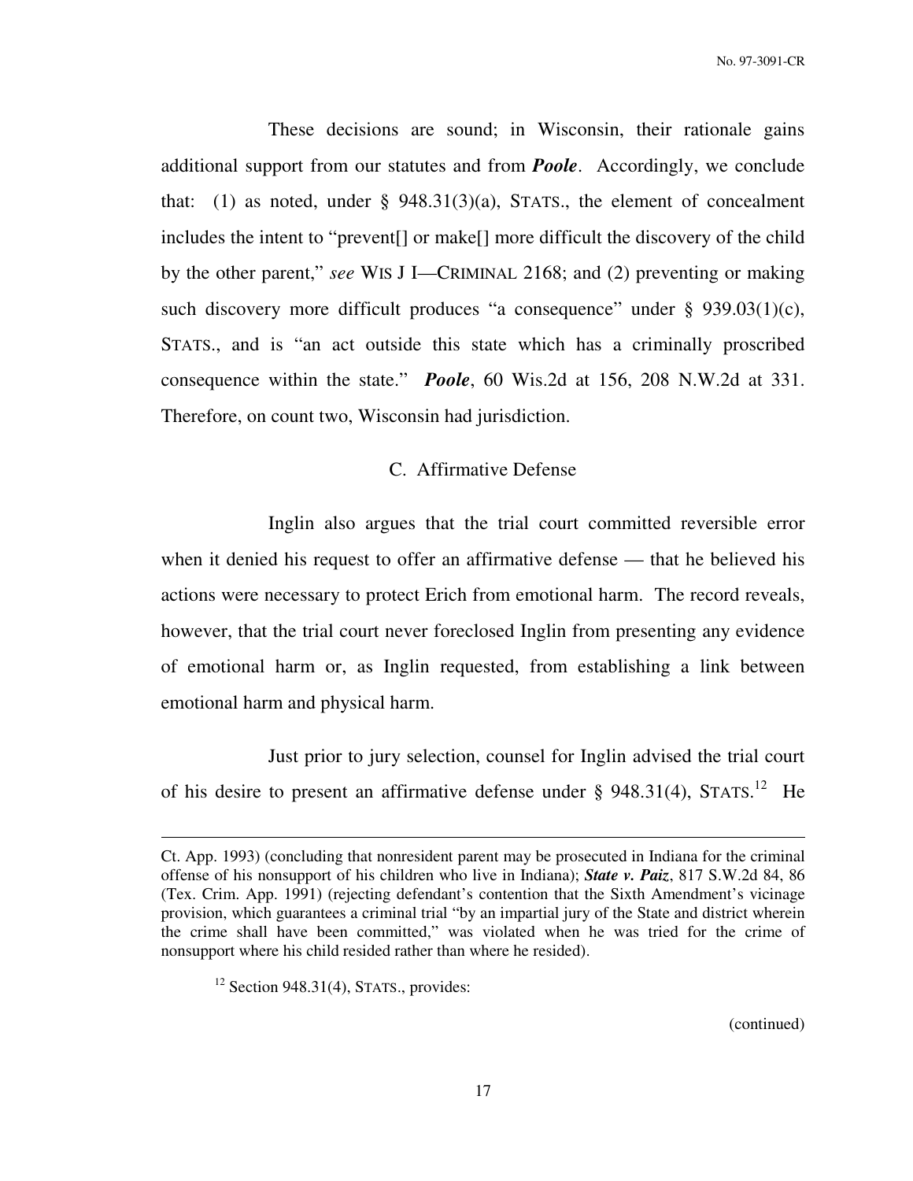These decisions are sound; in Wisconsin, their rationale gains additional support from our statutes and from ***Poole***. Accordingly, we conclude that: (1) as noted, under § 948.31(3)(a), STATS., the element of concealment includes the intent to "prevent[] or make[] more difficult the discovery of the child by the other parent," *see* WIS J I—CRIMINAL 2168; and (2) preventing or making such discovery more difficult produces "a consequence" under § 939.03(1)(c), STATS., and is "an act outside this state which has a criminally proscribed consequence within the state." ***Poole***, 60 Wis.2d at 156, 208 N.W.2d at 331. Therefore, on count two, Wisconsin had jurisdiction.

### C. Affirmative Defense

Inglin also argues that the trial court committed reversible error when it denied his request to offer an affirmative defense — that he believed his actions were necessary to protect Erich from emotional harm. The record reveals, however, that the trial court never foreclosed Inglin from presenting any evidence of emotional harm or, as Inglin requested, from establishing a link between emotional harm and physical harm.

Just prior to jury selection, counsel for Inglin advised the trial court of his desire to present an affirmative defense under § 948.31(4), STATS.[12] He

---

Ct. App. 1993) (concluding that nonresident parent may be prosecuted in Indiana for the criminal offense of his nonsupport of his children who live in Indiana); ***State v. Paiz***, 817 S.W.2d 84, 86 (Tex. Crim. App. 1991) (rejecting defendant's contention that the Sixth Amendment's vicinage provision, which guarantees a criminal trial "by an impartial jury of the State and district wherein the crime shall have been committed," was violated when he was tried for the crime of nonsupport where his child resided rather than where he resided).

[12] Section 948.31(4), STATS., provides:

(continued)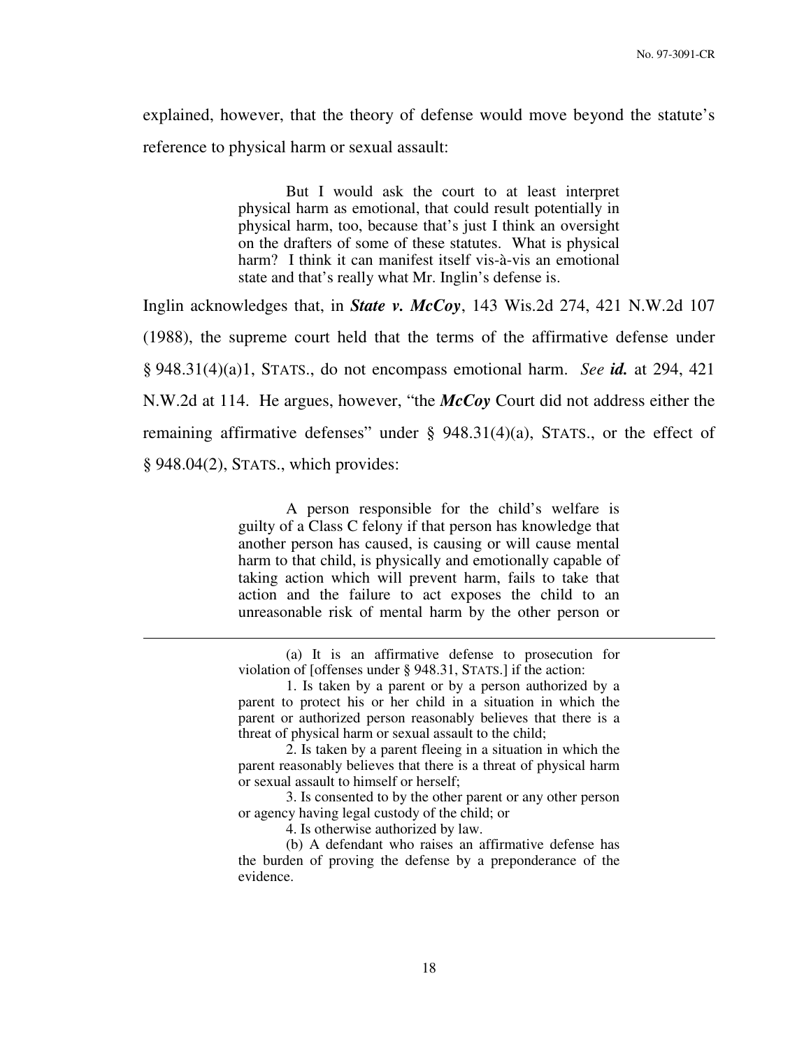explained, however, that the theory of defense would move beyond the statute's reference to physical harm or sexual assault:

> But I would ask the court to at least interpret physical harm as emotional, that could result potentially in physical harm, too, because that's just I think an oversight on the drafters of some of these statutes. What is physical harm? I think it can manifest itself vis-à-vis an emotional state and that's really what Mr. Inglin's defense is.

Inglin acknowledges that, in ***State v. McCoy***, 143 Wis.2d 274, 421 N.W.2d 107 (1988), the supreme court held that the terms of the affirmative defense under § 948.31(4)(a)1, STATS., do not encompass emotional harm. *See* ***id.*** at 294, 421 N.W.2d at 114. He argues, however, "the ***McCoy*** Court did not address either the remaining affirmative defenses" under § 948.31(4)(a), STATS., or the effect of § 948.04(2), STATS., which provides:

> A person responsible for the child's welfare is guilty of a Class C felony if that person has knowledge that another person has caused, is causing or will cause mental harm to that child, is physically and emotionally capable of taking action which will prevent harm, fails to take that action and the failure to act exposes the child to an unreasonable risk of mental harm by the other person or

---

> (a) It is an affirmative defense to prosecution for violation of [offenses under § 948.31, STATS.] if the action:
>
> 1. Is taken by a parent or by a person authorized by a parent to protect his or her child in a situation in which the parent or authorized person reasonably believes that there is a threat of physical harm or sexual assault to the child;
>
> 2. Is taken by a parent fleeing in a situation in which the parent reasonably believes that there is a threat of physical harm or sexual assault to himself or herself;
>
> 3. Is consented to by the other parent or any other person or agency having legal custody of the child; or
>
> 4. Is otherwise authorized by law.
>
> (b) A defendant who raises an affirmative defense has the burden of proving the defense by a preponderance of the evidence.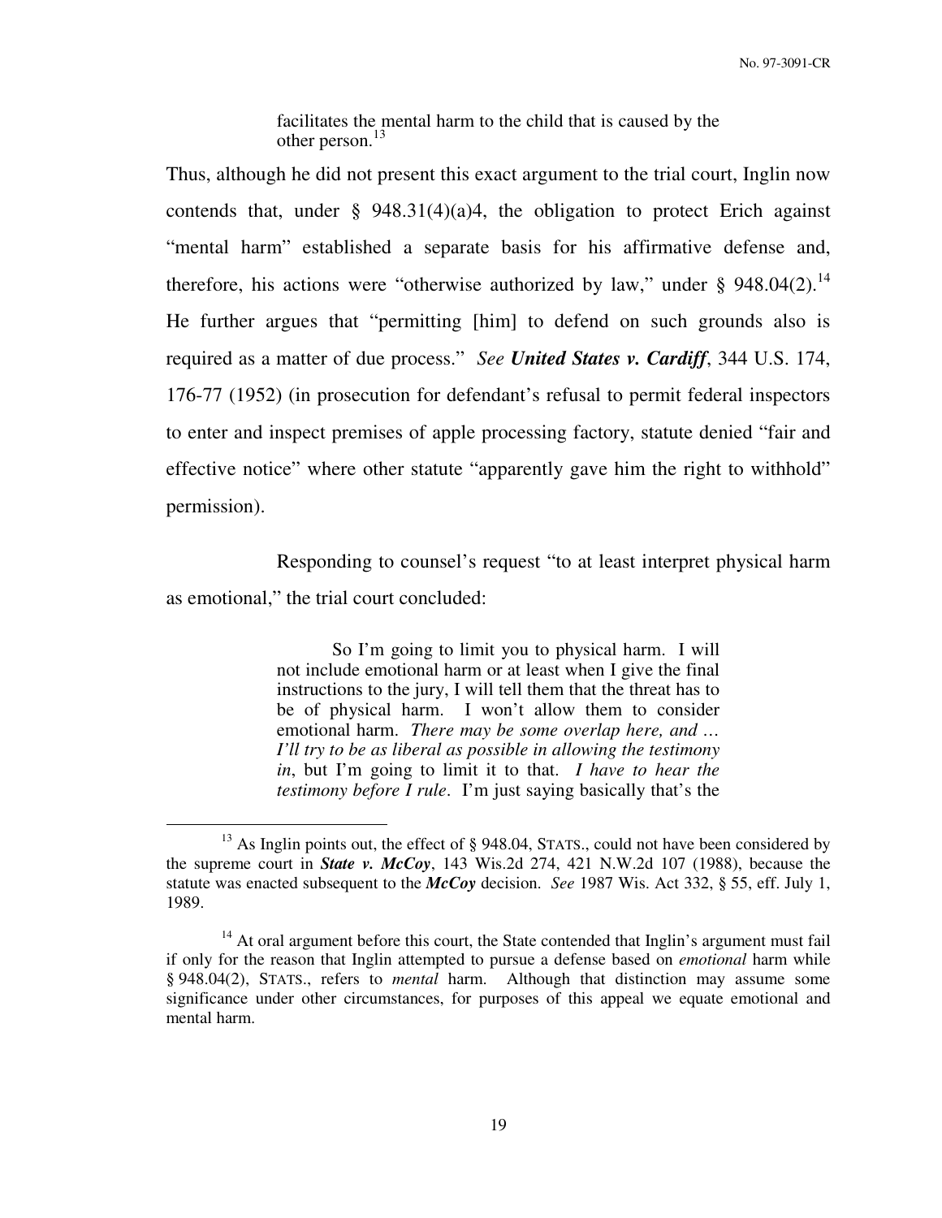> facilitates the mental harm to the child that is caused by the other person.[13]

Thus, although he did not present this exact argument to the trial court, Inglin now contends that, under § 948.31(4)(a)4, the obligation to protect Erich against "mental harm" established a separate basis for his affirmative defense and, therefore, his actions were "otherwise authorized by law," under § 948.04(2).[14] He further argues that "permitting [him] to defend on such grounds also is required as a matter of due process." *See* ***United States v. Cardiff***, 344 U.S. 174, 176-77 (1952) (in prosecution for defendant's refusal to permit federal inspectors to enter and inspect premises of apple processing factory, statute denied "fair and effective notice" where other statute "apparently gave him the right to withhold" permission).

Responding to counsel's request "to at least interpret physical harm as emotional," the trial court concluded:

> So I'm going to limit you to physical harm. I will not include emotional harm or at least when I give the final instructions to the jury, I will tell them that the threat has to be of physical harm. I won't allow them to consider emotional harm. *There may be some overlap here, and … I'll try to be as liberal as possible in allowing the testimony in*, but I'm going to limit it to that. *I have to hear the testimony before I rule*. I'm just saying basically that's the

---

[13] As Inglin points out, the effect of § 948.04, STATS., could not have been considered by the supreme court in ***State v. McCoy***, 143 Wis.2d 274, 421 N.W.2d 107 (1988), because the statute was enacted subsequent to the ***McCoy*** decision. *See* 1987 Wis. Act 332, § 55, eff. July 1, 1989.

[14] At oral argument before this court, the State contended that Inglin's argument must fail if only for the reason that Inglin attempted to pursue a defense based on *emotional* harm while § 948.04(2), STATS., refers to *mental* harm. Although that distinction may assume some significance under other circumstances, for purposes of this appeal we equate emotional and mental harm.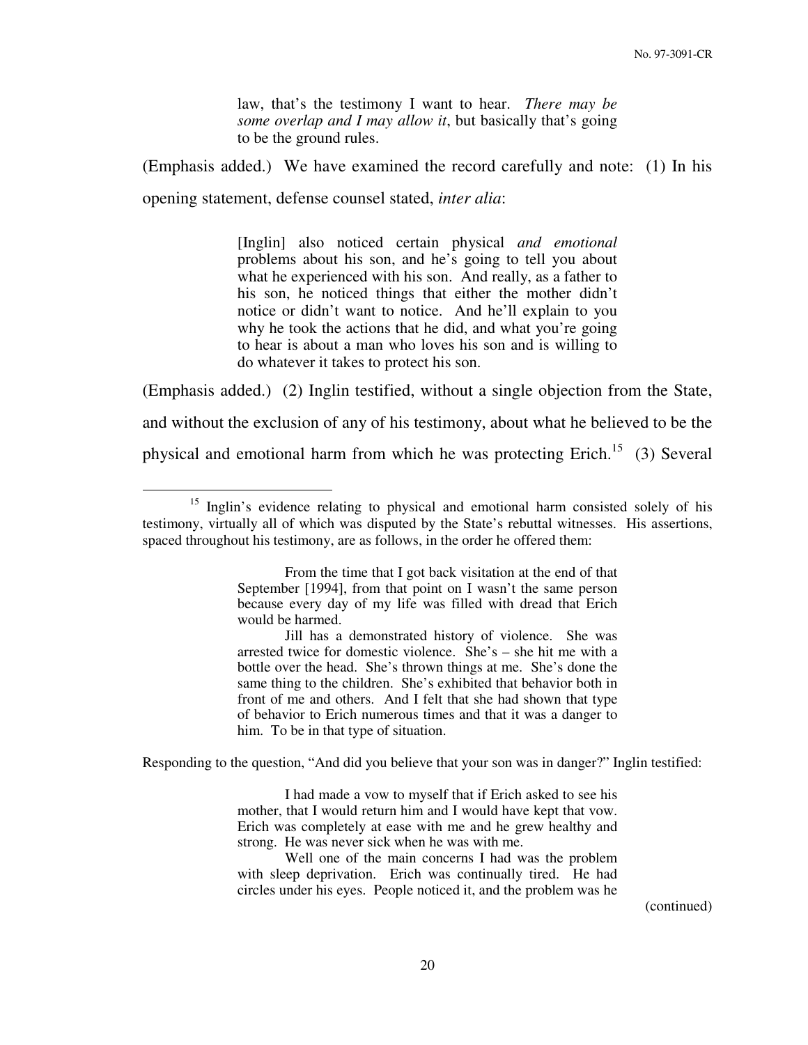> law, that's the testimony I want to hear. *There may be some overlap and I may allow it*, but basically that's going to be the ground rules.

(Emphasis added.) We have examined the record carefully and note: (1) In his opening statement, defense counsel stated, *inter alia*:

> [Inglin] also noticed certain physical *and emotional* problems about his son, and he's going to tell you about what he experienced with his son. And really, as a father to his son, he noticed things that either the mother didn't notice or didn't want to notice. And he'll explain to you why he took the actions that he did, and what you're going to hear is about a man who loves his son and is willing to do whatever it takes to protect his son.

(Emphasis added.) (2) Inglin testified, without a single objection from the State, and without the exclusion of any of his testimony, about what he believed to be the physical and emotional harm from which he was protecting Erich.[15] (3) Several

---

[15] Inglin's evidence relating to physical and emotional harm consisted solely of his testimony, virtually all of which was disputed by the State's rebuttal witnesses. His assertions, spaced throughout his testimony, are as follows, in the order he offered them:

> From the time that I got back visitation at the end of that September [1994], from that point on I wasn't the same person because every day of my life was filled with dread that Erich would be harmed.
>
> Jill has a demonstrated history of violence. She was arrested twice for domestic violence. She's – she hit me with a bottle over the head. She's thrown things at me. She's done the same thing to the children. She's exhibited that behavior both in front of me and others. And I felt that she had shown that type of behavior to Erich numerous times and that it was a danger to him. To be in that type of situation.

Responding to the question, "And did you believe that your son was in danger?" Inglin testified:

> I had made a vow to myself that if Erich asked to see his mother, that I would return him and I would have kept that vow. Erich was completely at ease with me and he grew healthy and strong. He was never sick when he was with me.
>
> Well one of the main concerns I had was the problem with sleep deprivation. Erich was continually tired. He had circles under his eyes. People noticed it, and the problem was he

(continued)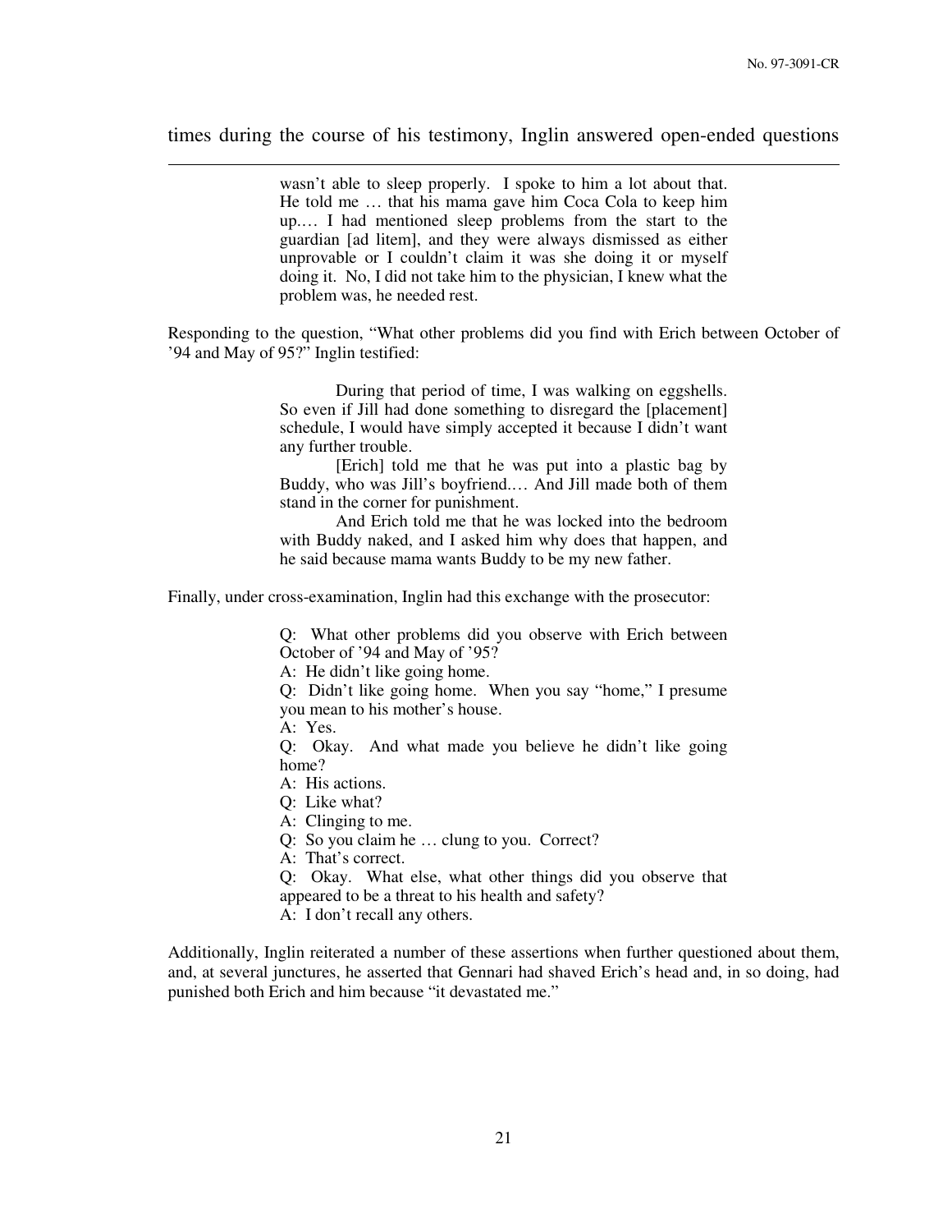times during the course of his testimony, Inglin answered open-ended questions

---

> wasn't able to sleep properly. I spoke to him a lot about that. He told me … that his mama gave him Coca Cola to keep him up.… I had mentioned sleep problems from the start to the guardian [ad litem], and they were always dismissed as either unprovable or I couldn't claim it was she doing it or myself doing it. No, I did not take him to the physician, I knew what the problem was, he needed rest.

Responding to the question, "What other problems did you find with Erich between October of '94 and May of 95?" Inglin testified:

> During that period of time, I was walking on eggshells. So even if Jill had done something to disregard the [placement] schedule, I would have simply accepted it because I didn't want any further trouble.
>
> [Erich] told me that he was put into a plastic bag by Buddy, who was Jill's boyfriend.… And Jill made both of them stand in the corner for punishment.
>
> And Erich told me that he was locked into the bedroom with Buddy naked, and I asked him why does that happen, and he said because mama wants Buddy to be my new father.

Finally, under cross-examination, Inglin had this exchange with the prosecutor:

> Q: What other problems did you observe with Erich between October of '94 and May of '95?
>
> A: He didn't like going home.
>
> Q: Didn't like going home. When you say "home," I presume you mean to his mother's house.
>
> A: Yes.
>
> Q: Okay. And what made you believe he didn't like going home?
>
> A: His actions.
>
> Q: Like what?
>
> A: Clinging to me.
>
> Q: So you claim he … clung to you. Correct?
>
> A: That's correct.
>
> Q: Okay. What else, what other things did you observe that appeared to be a threat to his health and safety?
>
> A: I don't recall any others.

Additionally, Inglin reiterated a number of these assertions when further questioned about them, and, at several junctures, he asserted that Gennari had shaved Erich's head and, in so doing, had punished both Erich and him because "it devastated me."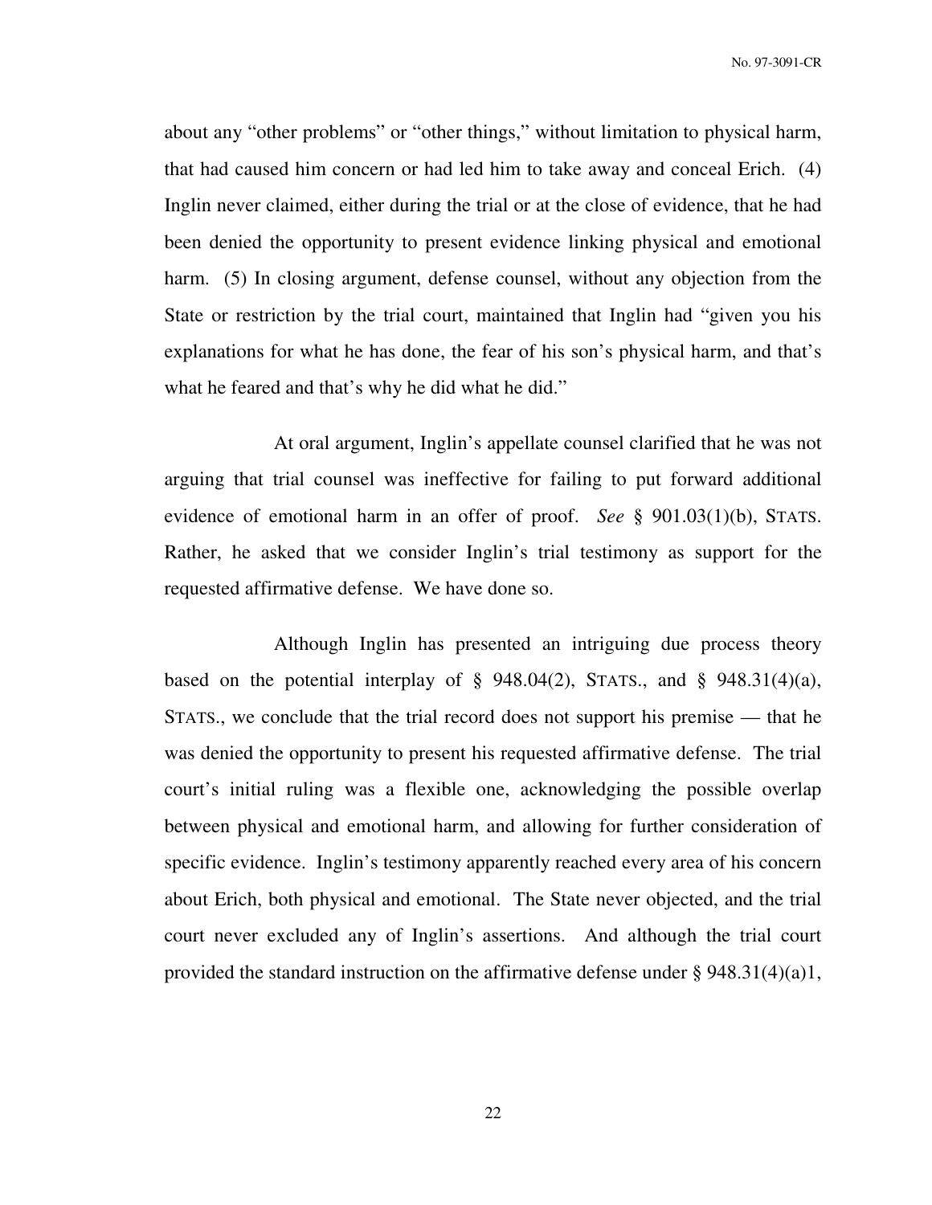about any "other problems" or "other things," without limitation to physical harm, that had caused him concern or had led him to take away and conceal Erich. (4) Inglin never claimed, either during the trial or at the close of evidence, that he had been denied the opportunity to present evidence linking physical and emotional harm. (5) In closing argument, defense counsel, without any objection from the State or restriction by the trial court, maintained that Inglin had "given you his explanations for what he has done, the fear of his son's physical harm, and that's what he feared and that's why he did what he did."

At oral argument, Inglin's appellate counsel clarified that he was not arguing that trial counsel was ineffective for failing to put forward additional evidence of emotional harm in an offer of proof. *See* § 901.03(1)(b), STATS. Rather, he asked that we consider Inglin's trial testimony as support for the requested affirmative defense. We have done so.

Although Inglin has presented an intriguing due process theory based on the potential interplay of § 948.04(2), STATS., and § 948.31(4)(a), STATS., we conclude that the trial record does not support his premise — that he was denied the opportunity to present his requested affirmative defense. The trial court's initial ruling was a flexible one, acknowledging the possible overlap between physical and emotional harm, and allowing for further consideration of specific evidence. Inglin's testimony apparently reached every area of his concern about Erich, both physical and emotional. The State never objected, and the trial court never excluded any of Inglin's assertions. And although the trial court provided the standard instruction on the affirmative defense under § 948.31(4)(a)1,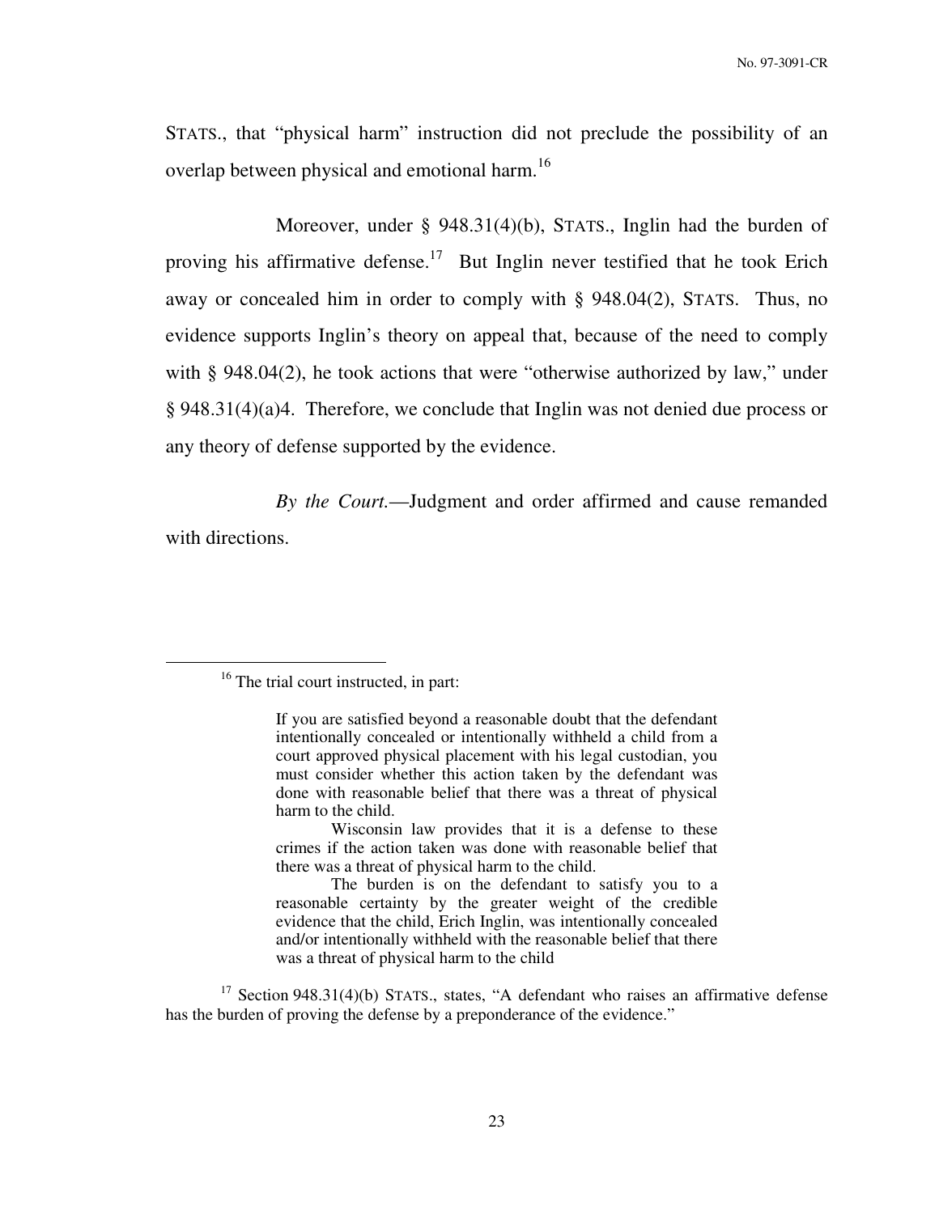STATS., that "physical harm" instruction did not preclude the possibility of an overlap between physical and emotional harm.[16]

Moreover, under § 948.31(4)(b), STATS., Inglin had the burden of proving his affirmative defense.[17] But Inglin never testified that he took Erich away or concealed him in order to comply with § 948.04(2), STATS. Thus, no evidence supports Inglin's theory on appeal that, because of the need to comply with § 948.04(2), he took actions that were "otherwise authorized by law," under § 948.31(4)(a)4. Therefore, we conclude that Inglin was not denied due process or any theory of defense supported by the evidence.

*By the Court.*—Judgment and order affirmed and cause remanded with directions.

---

[16] The trial court instructed, in part:

> If you are satisfied beyond a reasonable doubt that the defendant intentionally concealed or intentionally withheld a child from a court approved physical placement with his legal custodian, you must consider whether this action taken by the defendant was done with reasonable belief that there was a threat of physical harm to the child.
>
> Wisconsin law provides that it is a defense to these crimes if the action taken was done with reasonable belief that there was a threat of physical harm to the child.
>
> The burden is on the defendant to satisfy you to a reasonable certainty by the greater weight of the credible evidence that the child, Erich Inglin, was intentionally concealed and/or intentionally withheld with the reasonable belief that there was a threat of physical harm to the child

[17] Section 948.31(4)(b) STATS., states, "A defendant who raises an affirmative defense has the burden of proving the defense by a preponderance of the evidence."